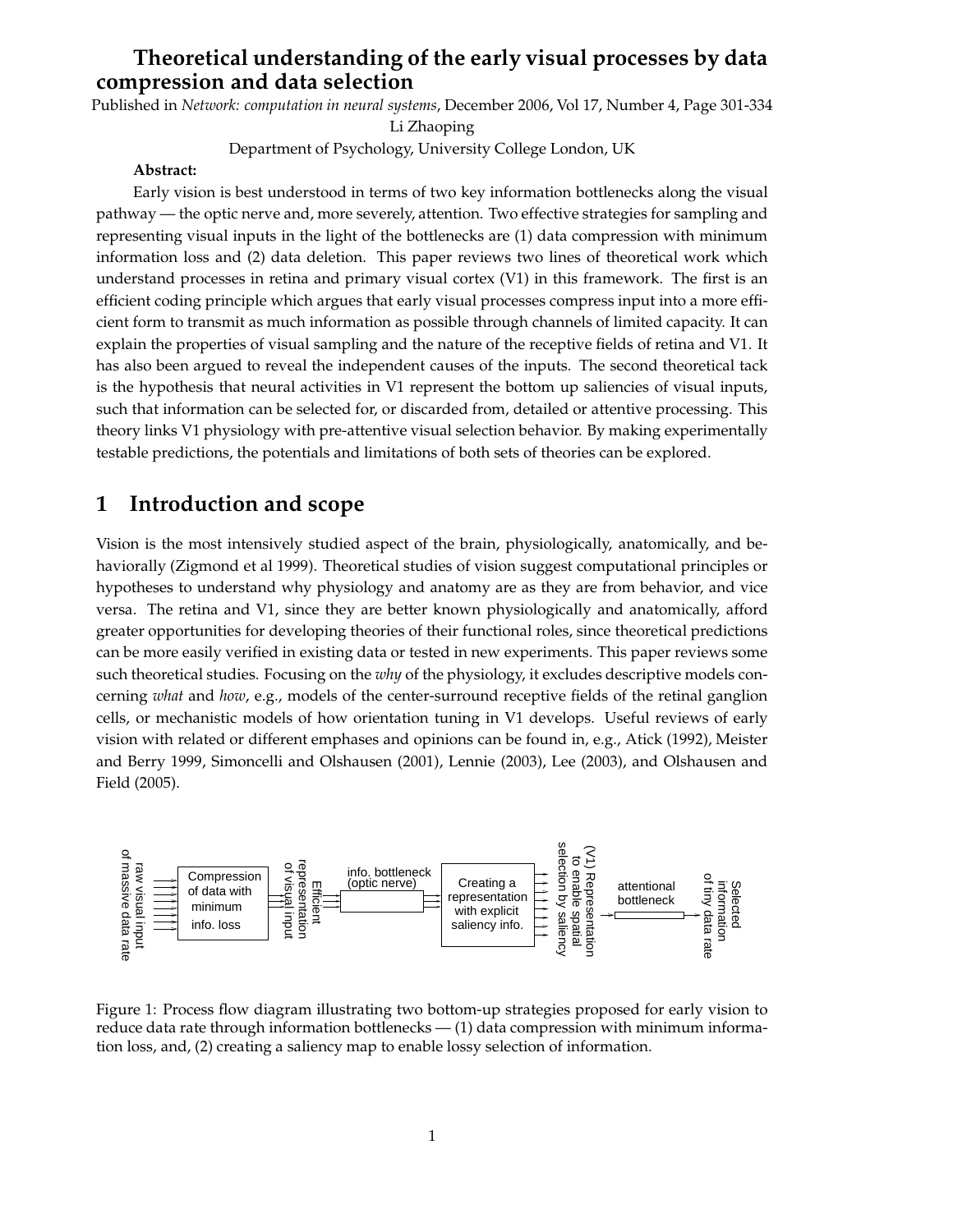# Theoretical understanding of the early visual processes by data compression and data selection

Published in *Network: computation in neural systems*, December 2006, Vol 17, Number 4, Page 301-334

Li Zhaoping

Department of Psychology, University College London, UK

**Abstract:**

Early vision is best understood in terms of two key information bottlenecks along the visual pathway — the optic nerve and, more severely, attention. Two effective strategies for sampling and representing visual inputs in the light of the bottlenecks are (1) data compression with minimum information loss and (2) data deletion. This paper reviews two lines of theoretical work which understand processes in retina and primary visual cortex (V1) in this framework. The first is an efficient coding principle which argues that early visual processes compress input into a more efficient form to transmit as much information as possible through channels of limited capacity. It can explain the properties of visual sampling and the nature of the receptive fields of retina and V1. It has also been argued to reveal the independent causes of the inputs. The second theoretical tack is the hypothesis that neural activities in V1 represent the bottom up saliencies of visual inputs, such that information can be selected for, or discarded from, detailed or attentive processing. This theory links V1 physiology with pre-attentive visual selection behavior. By making experimentally testable predictions, the potentials and limitations of both sets of theories can be explored.

## 1 Introduction and scope

Vision is the most intensively studied aspect of the brain, physiologically, anatomically, and behaviorally (Zigmond et al 1999). Theoretical studies of vision suggest computational principles or hypotheses to understand why physiology and anatomy are as they are from behavior, and vice versa. The retina and V1, since they are better known physiologically and anatomically, afford greater opportunities for developing theories of their functional roles, since theoretical predictions can be more easily verified in existing data or tested in new experiments. This paper reviews some such theoretical studies. Focusing on the *why* of the physiology, it excludes descriptive models concerning *what* and *how*, e.g., models of the center-surround receptive fields of the retinal ganglion cells, or mechanistic models of how orientation tuning in V1 develops. Useful reviews of early vision with related or different emphases and opinions can be found in, e.g., Atick (1992), Meister and Berry 1999, Simoncelli and Olshausen (2001), Lennie (2003), Lee (2003), and Olshausen and Field (2005).

raw visual input of massive data rate → Compression of data with minimum info. loss → Efficient representation of visual input → info. bottleneck (optic nerve) → Creating a representation with explicit saliency info. → (V1) Representation to enable spatial selection by saliency → attentional bottleneck → Selected information of tiny data rate

Figure 1: Process flow diagram illustrating two bottom-up strategies proposed for early vision to reduce data rate through information bottlenecks — (1) data compression with minimum information loss, and, (2) creating a saliency map to enable lossy selection of information.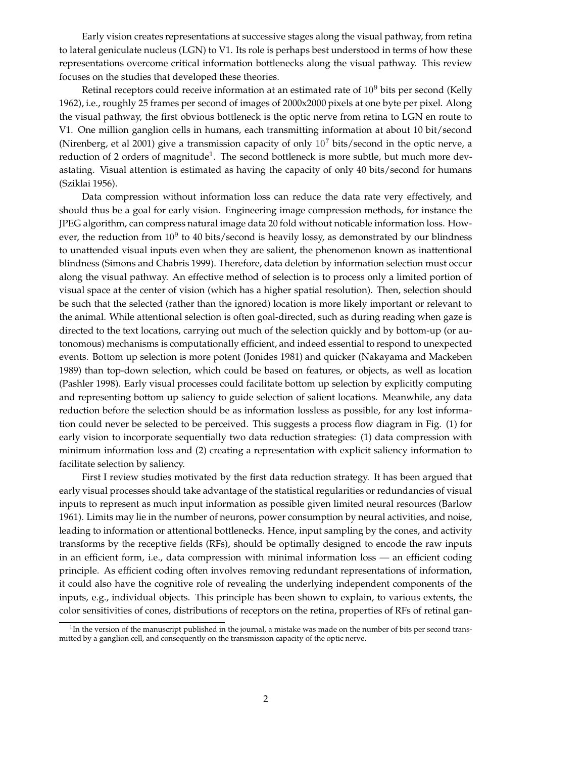Early vision creates representations at successive stages along the visual pathway, from retina to lateral geniculate nucleus (LGN) to V1. Its role is perhaps best understood in terms of how these representations overcome critical information bottlenecks along the visual pathway. This review focuses on the studies that developed these theories.

Retinal receptors could receive information at an estimated rate of $10^9$ bits per second (Kelly 1962), i.e., roughly 25 frames per second of images of 2000x2000 pixels at one byte per pixel. Along the visual pathway, the first obvious bottleneck is the optic nerve from retina to LGN en route to V1. One million ganglion cells in humans, each transmitting information at about 10 bit/second (Nirenberg, et al 2001) give a transmission capacity of only $10^7$ bits/second in the optic nerve, a reduction of 2 orders of magnitude[1]. The second bottleneck is more subtle, but much more devastating. Visual attention is estimated as having the capacity of only 40 bits/second for humans (Sziklai 1956).

Data compression without information loss can reduce the data rate very effectively, and should thus be a goal for early vision. Engineering image compression methods, for instance the JPEG algorithm, can compress natural image data 20 fold without noticable information loss. However, the reduction from $10^9$ to 40 bits/second is heavily lossy, as demonstrated by our blindness to unattended visual inputs even when they are salient, the phenomenon known as inattentional blindness (Simons and Chabris 1999). Therefore, data deletion by information selection must occur along the visual pathway. An effective method of selection is to process only a limited portion of visual space at the center of vision (which has a higher spatial resolution). Then, selection should be such that the selected (rather than the ignored) location is more likely important or relevant to the animal. While attentional selection is often goal-directed, such as during reading when gaze is directed to the text locations, carrying out much of the selection quickly and by bottom-up (or autonomous) mechanisms is computationally efficient, and indeed essential to respond to unexpected events. Bottom up selection is more potent (Jonides 1981) and quicker (Nakayama and Mackeben 1989) than top-down selection, which could be based on features, or objects, as well as location (Pashler 1998). Early visual processes could facilitate bottom up selection by explicitly computing and representing bottom up saliency to guide selection of salient locations. Meanwhile, any data reduction before the selection should be as information lossless as possible, for any lost information could never be selected to be perceived. This suggests a process flow diagram in Fig. (1) for early vision to incorporate sequentially two data reduction strategies: (1) data compression with minimum information loss and (2) creating a representation with explicit saliency information to facilitate selection by saliency.

First I review studies motivated by the first data reduction strategy. It has been argued that early visual processes should take advantage of the statistical regularities or redundancies of visual inputs to represent as much input information as possible given limited neural resources (Barlow 1961). Limits may lie in the number of neurons, power consumption by neural activities, and noise, leading to information or attentional bottlenecks. Hence, input sampling by the cones, and activity transforms by the receptive fields (RFs), should be optimally designed to encode the raw inputs in an efficient form, i.e., data compression with minimal information loss — an efficient coding principle. As efficient coding often involves removing redundant representations of information, it could also have the cognitive role of revealing the underlying independent components of the inputs, e.g., individual objects. This principle has been shown to explain, to various extents, the color sensitivities of cones, distributions of receptors on the retina, properties of RFs of retinal gan-

[1] In the version of the manuscript published in the journal, a mistake was made on the number of bits per second transmitted by a ganglion cell, and consequently on the transmission capacity of the optic nerve.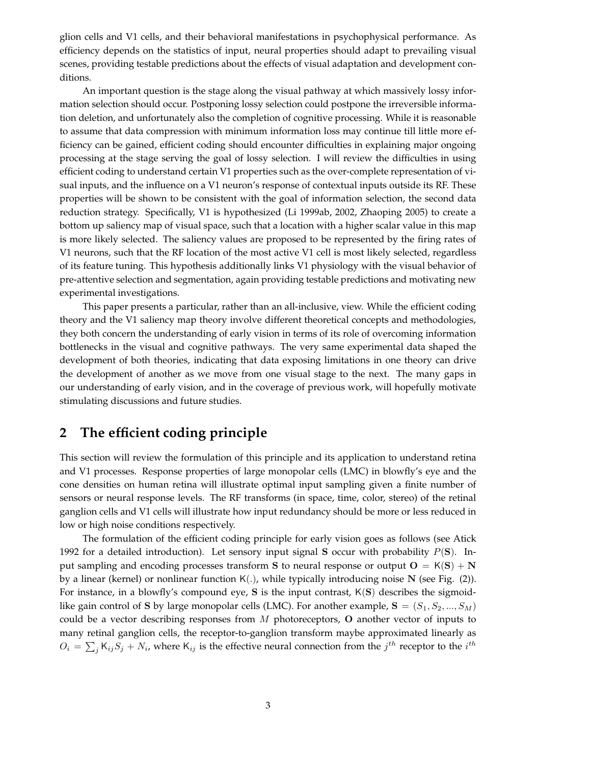glion cells and V1 cells, and their behavioral manifestations in psychophysical performance. As efficiency depends on the statistics of input, neural properties should adapt to prevailing visual scenes, providing testable predictions about the effects of visual adaptation and development conditions.

An important question is the stage along the visual pathway at which massively lossy information selection should occur. Postponing lossy selection could postpone the irreversible information deletion, and unfortunately also the completion of cognitive processing. While it is reasonable to assume that data compression with minimum information loss may continue till little more efficiency can be gained, efficient coding should encounter difficulties in explaining major ongoing processing at the stage serving the goal of lossy selection. I will review the difficulties in using efficient coding to understand certain V1 properties such as the over-complete representation of visual inputs, and the influence on a V1 neuron's response of contextual inputs outside its RF. These properties will be shown to be consistent with the goal of information selection, the second data reduction strategy. Specifically, V1 is hypothesized (Li 1999ab, 2002, Zhaoping 2005) to create a bottom up saliency map of visual space, such that a location with a higher scalar value in this map is more likely selected. The saliency values are proposed to be represented by the firing rates of V1 neurons, such that the RF location of the most active V1 cell is most likely selected, regardless of its feature tuning. This hypothesis additionally links V1 physiology with the visual behavior of pre-attentive selection and segmentation, again providing testable predictions and motivating new experimental investigations.

This paper presents a particular, rather than an all-inclusive, view. While the efficient coding theory and the V1 saliency map theory involve different theoretical concepts and methodologies, they both concern the understanding of early vision in terms of its role of overcoming information bottlenecks in the visual and cognitive pathways. The very same experimental data shaped the development of both theories, indicating that data exposing limitations in one theory can drive the development of another as we move from one visual stage to the next. The many gaps in our understanding of early vision, and in the coverage of previous work, will hopefully motivate stimulating discussions and future studies.

## 2 The efficient coding principle

This section will review the formulation of this principle and its application to understand retina and V1 processes. Response properties of large monopolar cells (LMC) in blowfly's eye and the cone densities on human retina will illustrate optimal input sampling given a finite number of sensors or neural response levels. The RF transforms (in space, time, color, stereo) of the retinal ganglion cells and V1 cells will illustrate how input redundancy should be more or less reduced in low or high noise conditions respectively.

The formulation of the efficient coding principle for early vision goes as follows (see Atick 1992 for a detailed introduction). Let sensory input signal $\mathbf{S}$ occur with probability $P(\mathbf{S})$. Input sampling and encoding processes transform $\mathbf{S}$ to neural response or output $\mathbf{O} = \mathsf{K}(\mathbf{S}) + \mathbf{N}$ by a linear (kernel) or nonlinear function $\mathsf{K}(.)$, while typically introducing noise $\mathbf{N}$ (see Fig. (2)). For instance, in a blowfly's compound eye, $\mathbf{S}$ is the input contrast, $\mathsf{K}(\mathbf{S})$ describes the sigmoid-like gain control of $\mathbf{S}$ by large monopolar cells (LMC). For another example, $\mathbf{S} = (S_1, S_2, ..., S_M)$ could be a vector describing responses from $M$ photoreceptors, $\mathbf{O}$ another vector of inputs to many retinal ganglion cells, the receptor-to-ganglion transform maybe approximated linearly as $O_i = \sum_j \mathsf{K}_{ij} S_j + N_i$, where $\mathsf{K}_{ij}$ is the effective neural connection from the $j^{th}$ receptor to the $i^{th}$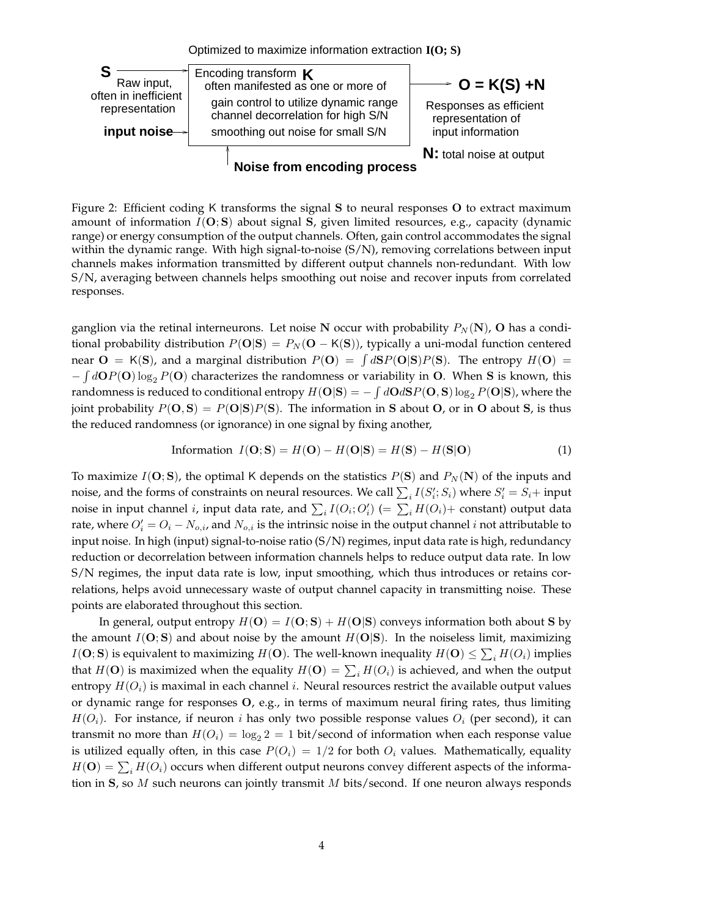Optimized to maximize information extraction **I(O; S)**

**S** → Raw input, often in inefficient representation

**input noise** →

Encoding transform **K** often manifested as one or more of
- gain control to utilize dynamic range
- channel decorrelation for high S/N
- smoothing out noise for small S/N

↑ **Noise from encoding process**

→ **O = K(S) +N**

Responses as efficient representation of input information

**N:** total noise at output

Figure 2: Efficient coding K transforms the signal **S** to neural responses **O** to extract maximum amount of information $I(\mathbf{O}; \mathbf{S})$ about signal **S**, given limited resources, e.g., capacity (dynamic range) or energy consumption of the output channels. Often, gain control accommodates the signal within the dynamic range. With high signal-to-noise (S/N), removing correlations between input channels makes information transmitted by different output channels non-redundant. With low S/N, averaging between channels helps smoothing out noise and recover inputs from correlated responses.

ganglion via the retinal interneurons. Let noise $\mathbf{N}$ occur with probability $P_N(\mathbf{N})$, $\mathbf{O}$ has a conditional probability distribution $P(\mathbf{O}|\mathbf{S}) = P_N(\mathbf{O} - \mathsf{K}(\mathbf{S}))$, typically a uni-modal function centered near $\mathbf{O} = \mathsf{K}(\mathbf{S})$, and a marginal distribution $P(\mathbf{O}) = \int d\mathbf{S} P(\mathbf{O}|\mathbf{S})P(\mathbf{S})$. The entropy $H(\mathbf{O}) = -\int d\mathbf{O} P(\mathbf{O}) \log_2 P(\mathbf{O})$ characterizes the randomness or variability in $\mathbf{O}$. When $\mathbf{S}$ is known, this randomness is reduced to conditional entropy $H(\mathbf{O}|\mathbf{S}) = -\int d\mathbf{O} d\mathbf{S} P(\mathbf{O}, \mathbf{S}) \log_2 P(\mathbf{O}|\mathbf{S})$, where the joint probability $P(\mathbf{O}, \mathbf{S}) = P(\mathbf{O}|\mathbf{S})P(\mathbf{S})$. The information in $\mathbf{S}$ about $\mathbf{O}$, or in $\mathbf{O}$ about $\mathbf{S}$, is thus the reduced randomness (or ignorance) in one signal by fixing another,

$$\text{Information } \; I(\mathbf{O}; \mathbf{S}) = H(\mathbf{O}) - H(\mathbf{O}|\mathbf{S}) = H(\mathbf{S}) - H(\mathbf{S}|\mathbf{O}) \tag{1}$$

To maximize $I(\mathbf{O}; \mathbf{S})$, the optimal K depends on the statistics $P(\mathbf{S})$ and $P_N(\mathbf{N})$ of the inputs and noise, and the forms of constraints on neural resources. We call $\sum_i I(S_i'; S_i)$ where $S_i' = S_i +$ input noise in input channel $i$, input data rate, and $\sum_i I(O_i; O_i')$ ($= \sum_i H(O_i) +$ constant) output data rate, where $O_i' = O_i - N_{o,i}$, and $N_{o,i}$ is the intrinsic noise in the output channel $i$ not attributable to input noise. In high (input) signal-to-noise ratio (S/N) regimes, input data rate is high, redundancy reduction or decorrelation between information channels helps to reduce output data rate. In low S/N regimes, the input data rate is low, input smoothing, which thus introduces or retains correlations, helps avoid unnecessary waste of output channel capacity in transmitting noise. These points are elaborated throughout this section.

In general, output entropy $H(\mathbf{O}) = I(\mathbf{O}; \mathbf{S}) + H(\mathbf{O}|\mathbf{S})$ conveys information both about $\mathbf{S}$ by the amount $I(\mathbf{O}; \mathbf{S})$ and about noise by the amount $H(\mathbf{O}|\mathbf{S})$. In the noiseless limit, maximizing $I(\mathbf{O}; \mathbf{S})$ is equivalent to maximizing $H(\mathbf{O})$. The well-known inequality $H(\mathbf{O}) \leq \sum_i H(O_i)$ implies that $H(\mathbf{O})$ is maximized when the equality $H(\mathbf{O}) = \sum_i H(O_i)$ is achieved, and when the output entropy $H(O_i)$ is maximal in each channel $i$. Neural resources restrict the available output values or dynamic range for responses $\mathbf{O}$, e.g., in terms of maximum neural firing rates, thus limiting $H(O_i)$. For instance, if neuron $i$ has only two possible response values $O_i$ (per second), it can transmit no more than $H(O_i) = \log_2 2 = 1$ bit/second of information when each response value is utilized equally often, in this case $P(O_i) = 1/2$ for both $O_i$ values. Mathematically, equality $H(\mathbf{O}) = \sum_i H(O_i)$ occurs when different output neurons convey different aspects of the information in $\mathbf{S}$, so $M$ such neurons can jointly transmit $M$ bits/second. If one neuron always responds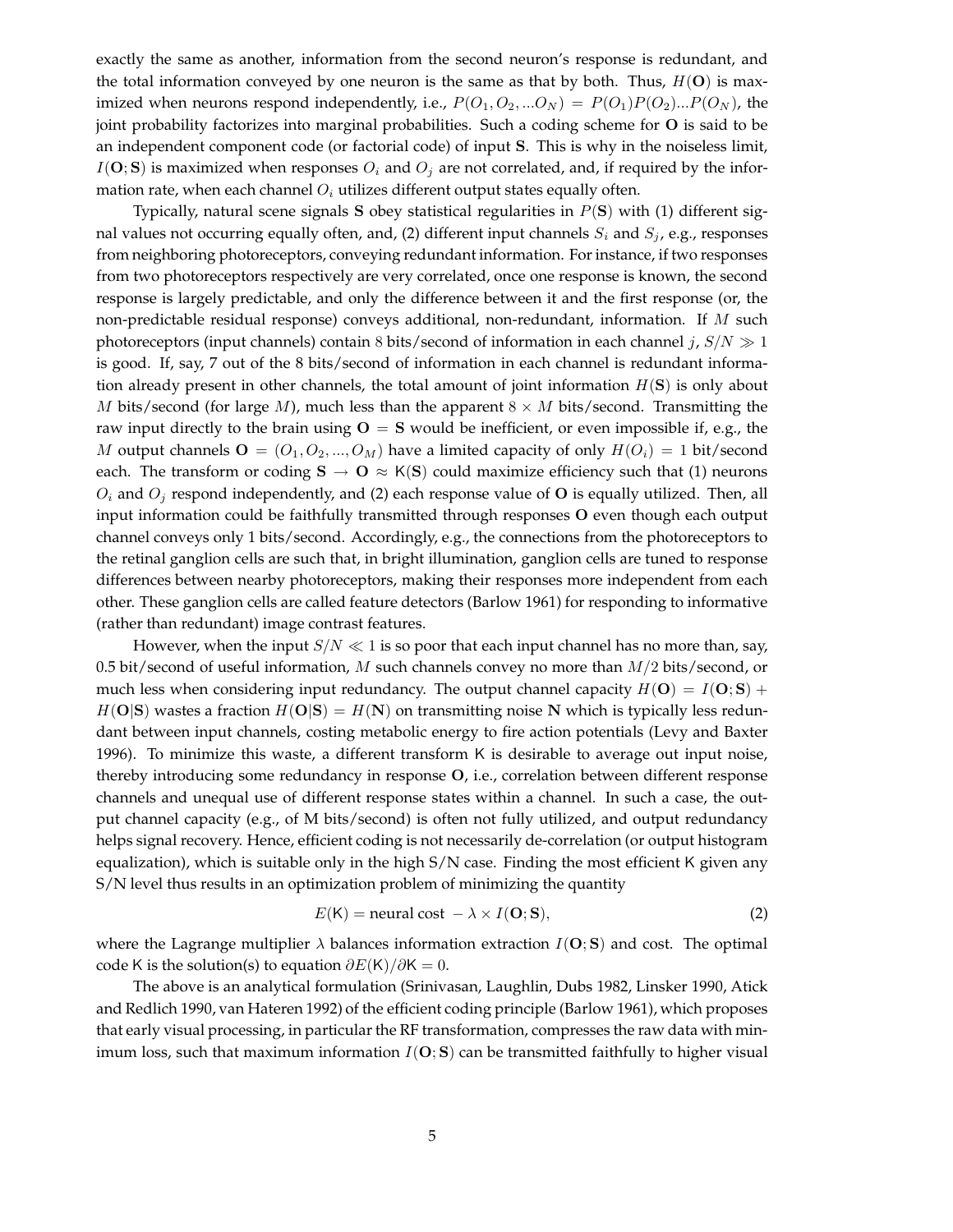exactly the same as another, information from the second neuron's response is redundant, and the total information conveyed by one neuron is the same as that by both. Thus, $H(\mathbf{O})$ is maximized when neurons respond independently, i.e., $P(O_1, O_2, ...O_N) = P(O_1)P(O_2)...P(O_N)$, the joint probability factorizes into marginal probabilities. Such a coding scheme for $\mathbf{O}$ is said to be an independent component code (or factorial code) of input $\mathbf{S}$. This is why in the noiseless limit, $I(\mathbf{O}; \mathbf{S})$ is maximized when responses $O_i$ and $O_j$ are not correlated, and, if required by the information rate, when each channel $O_i$ utilizes different output states equally often.

Typically, natural scene signals $\mathbf{S}$ obey statistical regularities in $P(\mathbf{S})$ with (1) different signal values not occurring equally often, and, (2) different input channels $S_i$ and $S_j$, e.g., responses from neighboring photoreceptors, conveying redundant information. For instance, if two responses from two photoreceptors respectively are very correlated, once one response is known, the second response is largely predictable, and only the difference between it and the first response (or, the non-predictable residual response) conveys additional, non-redundant, information. If $M$ such photoreceptors (input channels) contain 8 bits/second of information in each channel $j$, $S/N \gg 1$ is good. If, say, 7 out of the 8 bits/second of information in each channel is redundant information already present in other channels, the total amount of joint information $H(\mathbf{S})$ is only about $M$ bits/second (for large $M$), much less than the apparent $8 \times M$ bits/second. Transmitting the raw input directly to the brain using $\mathbf{O} = \mathbf{S}$ would be inefficient, or even impossible if, e.g., the $M$ output channels $\mathbf{O} = (O_1, O_2, ..., O_M)$ have a limited capacity of only $H(O_i) = 1$ bit/second each. The transform or coding $\mathbf{S} \rightarrow \mathbf{O} \approx \mathsf{K}(\mathbf{S})$ could maximize efficiency such that (1) neurons $O_i$ and $O_j$ respond independently, and (2) each response value of $\mathbf{O}$ is equally utilized. Then, all input information could be faithfully transmitted through responses $\mathbf{O}$ even though each output channel conveys only 1 bits/second. Accordingly, e.g., the connections from the photoreceptors to the retinal ganglion cells are such that, in bright illumination, ganglion cells are tuned to response differences between nearby photoreceptors, making their responses more independent from each other. These ganglion cells are called feature detectors (Barlow 1961) for responding to informative (rather than redundant) image contrast features.

However, when the input $S/N \ll 1$ is so poor that each input channel has no more than, say, 0.5 bit/second of useful information, $M$ such channels convey no more than $M/2$ bits/second, or much less when considering input redundancy. The output channel capacity $H(\mathbf{O}) = I(\mathbf{O}; \mathbf{S}) + H(\mathbf{O}|\mathbf{S})$ wastes a fraction $H(\mathbf{O}|\mathbf{S}) = H(\mathbf{N})$ on transmitting noise $\mathbf{N}$ which is typically less redundant between input channels, costing metabolic energy to fire action potentials (Levy and Baxter 1996). To minimize this waste, a different transform $\mathsf{K}$ is desirable to average out input noise, thereby introducing some redundancy in response $\mathbf{O}$, i.e., correlation between different response channels and unequal use of different response states within a channel. In such a case, the output channel capacity (e.g., of M bits/second) is often not fully utilized, and output redundancy helps signal recovery. Hence, efficient coding is not necessarily de-correlation (or output histogram equalization), which is suitable only in the high S/N case. Finding the most efficient $\mathsf{K}$ given any S/N level thus results in an optimization problem of minimizing the quantity

$$E(\mathsf{K}) = \text{neural cost } - \lambda \times I(\mathbf{O}; \mathbf{S}), \tag{2}$$

where the Lagrange multiplier $\lambda$ balances information extraction $I(\mathbf{O}; \mathbf{S})$ and cost. The optimal code $\mathsf{K}$ is the solution(s) to equation $\partial E(\mathsf{K})/\partial \mathsf{K} = 0$.

The above is an analytical formulation (Srinivasan, Laughlin, Dubs 1982, Linsker 1990, Atick and Redlich 1990, van Hateren 1992) of the efficient coding principle (Barlow 1961), which proposes that early visual processing, in particular the RF transformation, compresses the raw data with minimum loss, such that maximum information $I(\mathbf{O}; \mathbf{S})$ can be transmitted faithfully to higher visual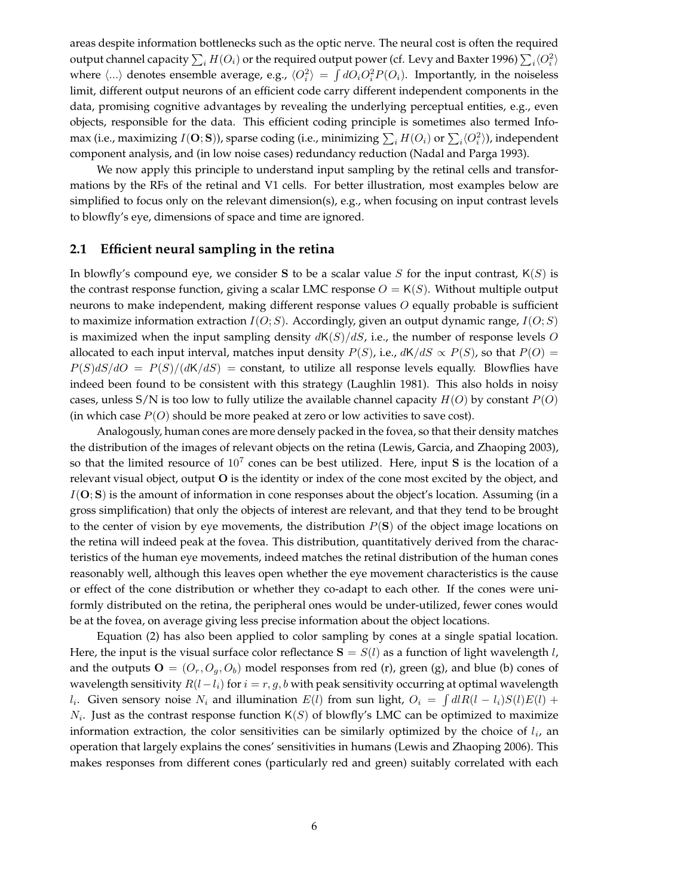areas despite information bottlenecks such as the optic nerve. The neural cost is often the required output channel capacity $\sum_i H(O_i)$ or the required output power (cf. Levy and Baxter 1996) $\sum_i \langle O_i^2 \rangle$ where $\langle ... \rangle$ denotes ensemble average, e.g., $\langle O_i^2 \rangle = \int dO_i O_i^2 P(O_i)$. Importantly, in the noiseless limit, different output neurons of an efficient code carry different independent components in the data, promising cognitive advantages by revealing the underlying perceptual entities, e.g., even objects, responsible for the data. This efficient coding principle is sometimes also termed Infomax (i.e., maximizing $I(\mathbf{O}; \mathbf{S})$), sparse coding (i.e., minimizing $\sum_i H(O_i)$ or $\sum_i \langle O_i^2 \rangle$), independent component analysis, and (in low noise cases) redundancy reduction (Nadal and Parga 1993).

We now apply this principle to understand input sampling by the retinal cells and transformations by the RFs of the retinal and V1 cells. For better illustration, most examples below are simplified to focus only on the relevant dimension(s), e.g., when focusing on input contrast levels to blowfly's eye, dimensions of space and time are ignored.

## 2.1 Efficient neural sampling in the retina

In blowfly's compound eye, we consider $\mathbf{S}$ to be a scalar value $S$ for the input contrast, $\mathsf{K}(S)$ is the contrast response function, giving a scalar LMC response $O = \mathsf{K}(S)$. Without multiple output neurons to make independent, making different response values $O$ equally probable is sufficient to maximize information extraction $I(O; S)$. Accordingly, given an output dynamic range, $I(O; S)$ is maximized when the input sampling density $d\mathsf{K}(S)/dS$, i.e., the number of response levels $O$ allocated to each input interval, matches input density $P(S)$, i.e., $d\mathsf{K}/dS \propto P(S)$, so that $P(O) = P(S)dS/dO = P(S)/(d\mathsf{K}/dS) =$ constant, to utilize all response levels equally. Blowflies have indeed been found to be consistent with this strategy (Laughlin 1981). This also holds in noisy cases, unless S/N is too low to fully utilize the available channel capacity $H(O)$ by constant $P(O)$ (in which case $P(O)$ should be more peaked at zero or low activities to save cost).

Analogously, human cones are more densely packed in the fovea, so that their density matches the distribution of the images of relevant objects on the retina (Lewis, Garcia, and Zhaoping 2003), so that the limited resource of $10^7$ cones can be best utilized. Here, input $\mathbf{S}$ is the location of a relevant visual object, output $\mathbf{O}$ is the identity or index of the cone most excited by the object, and $I(\mathbf{O}; \mathbf{S})$ is the amount of information in cone responses about the object's location. Assuming (in a gross simplification) that only the objects of interest are relevant, and that they tend to be brought to the center of vision by eye movements, the distribution $P(\mathbf{S})$ of the object image locations on the retina will indeed peak at the fovea. This distribution, quantitatively derived from the characteristics of the human eye movements, indeed matches the retinal distribution of the human cones reasonably well, although this leaves open whether the eye movement characteristics is the cause or effect of the cone distribution or whether they co-adapt to each other. If the cones were uniformly distributed on the retina, the peripheral ones would be under-utilized, fewer cones would be at the fovea, on average giving less precise information about the object locations.

Equation (2) has also been applied to color sampling by cones at a single spatial location. Here, the input is the visual surface color reflectance $\mathbf{S} = S(l)$ as a function of light wavelength $l$, and the outputs $\mathbf{O} = (O_r, O_g, O_b)$ model responses from red (r), green (g), and blue (b) cones of wavelength sensitivity $R(l - l_i)$ for $i = r, g, b$ with peak sensitivity occurring at optimal wavelength $l_i$. Given sensory noise $N_i$ and illumination $E(l)$ from sun light, $O_i = \int dl R(l - l_i) S(l) E(l) + N_i$. Just as the contrast response function $\mathsf{K}(S)$ of blowfly's LMC can be optimized to maximize information extraction, the color sensitivities can be similarly optimized by the choice of $l_i$, an operation that largely explains the cones' sensitivities in humans (Lewis and Zhaoping 2006). This makes responses from different cones (particularly red and green) suitably correlated with each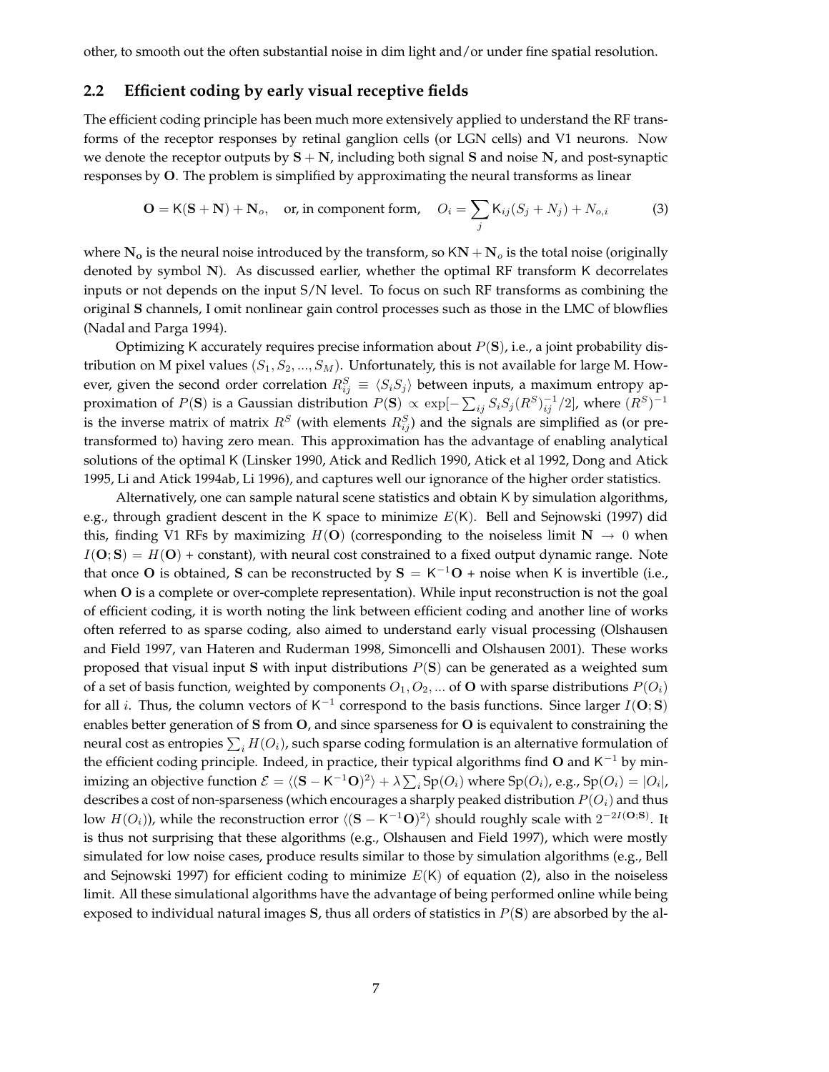other, to smooth out the often substantial noise in dim light and/or under fine spatial resolution.

## 2.2 Efficient coding by early visual receptive fields

The efficient coding principle has been much more extensively applied to understand the RF transforms of the receptor responses by retinal ganglion cells (or LGN cells) and V1 neurons. Now we denote the receptor outputs by $\mathbf{S} + \mathbf{N}$, including both signal $\mathbf{S}$ and noise $\mathbf{N}$, and post-synaptic responses by $\mathbf{O}$. The problem is simplified by approximating the neural transforms as linear

$$\mathbf{O} = \mathsf{K}(\mathbf{S} + \mathbf{N}) + \mathbf{N}_o, \quad \text{or, in component form,} \quad O_i = \sum_j \mathsf{K}_{ij}(S_j + N_j) + N_{o,i} \tag{3}$$

where $\mathbf{N_o}$ is the neural noise introduced by the transform, so $\mathsf{K}\mathbf{N} + \mathbf{N}_o$ is the total noise (originally denoted by symbol $\mathbf{N}$). As discussed earlier, whether the optimal RF transform $\mathsf{K}$ decorrelates inputs or not depends on the input S/N level. To focus on such RF transforms as combining the original $\mathbf{S}$ channels, I omit nonlinear gain control processes such as those in the LMC of blowflies (Nadal and Parga 1994).

Optimizing $\mathsf{K}$ accurately requires precise information about $P(\mathbf{S})$, i.e., a joint probability distribution on M pixel values $(S_1, S_2, ..., S_M)$. Unfortunately, this is not available for large M. However, given the second order correlation $R^S_{ij} \equiv \langle S_i S_j \rangle$ between inputs, a maximum entropy approximation of $P(\mathbf{S})$ is a Gaussian distribution $P(\mathbf{S}) \propto \exp[-\sum_{ij} S_i S_j (R^S)^{-1}_{ij}/2]$, where $(R^S)^{-1}$ is the inverse matrix of matrix $R^S$ (with elements $R^S_{ij}$) and the signals are simplified as (or pre-transformed to) having zero mean. This approximation has the advantage of enabling analytical solutions of the optimal $\mathsf{K}$ (Linsker 1990, Atick and Redlich 1990, Atick et al 1992, Dong and Atick 1995, Li and Atick 1994ab, Li 1996), and captures well our ignorance of the higher order statistics.

Alternatively, one can sample natural scene statistics and obtain $\mathsf{K}$ by simulation algorithms, e.g., through gradient descent in the $\mathsf{K}$ space to minimize $E(\mathsf{K})$. Bell and Sejnowski (1997) did this, finding V1 RFs by maximizing $H(\mathbf{O})$ (corresponding to the noiseless limit $\mathbf{N} \rightarrow 0$ when $I(\mathbf{O};\mathbf{S}) = H(\mathbf{O})$ + constant), with neural cost constrained to a fixed output dynamic range. Note that once $\mathbf{O}$ is obtained, $\mathbf{S}$ can be reconstructed by $\mathbf{S} = \mathsf{K}^{-1}\mathbf{O}$ + noise when $\mathsf{K}$ is invertible (i.e., when $\mathbf{O}$ is a complete or over-complete representation). While input reconstruction is not the goal of efficient coding, it is worth noting the link between efficient coding and another line of works often referred to as sparse coding, also aimed to understand early visual processing (Olshausen and Field 1997, van Hateren and Ruderman 1998, Simoncelli and Olshausen 2001). These works proposed that visual input $\mathbf{S}$ with input distributions $P(\mathbf{S})$ can be generated as a weighted sum of a set of basis function, weighted by components $O_1, O_2, ...$ of $\mathbf{O}$ with sparse distributions $P(O_i)$ for all $i$. Thus, the column vectors of $\mathsf{K}^{-1}$ correspond to the basis functions. Since larger $I(\mathbf{O};\mathbf{S})$ enables better generation of $\mathbf{S}$ from $\mathbf{O}$, and since sparseness for $\mathbf{O}$ is equivalent to constraining the neural cost as entropies $\sum_i H(O_i)$, such sparse coding formulation is an alternative formulation of the efficient coding principle. Indeed, in practice, their typical algorithms find $\mathbf{O}$ and $\mathsf{K}^{-1}$ by minimizing an objective function $\mathcal{E} = \langle (\mathbf{S} - \mathsf{K}^{-1}\mathbf{O})^2 \rangle + \lambda \sum_i \mathrm{Sp}(O_i)$ where $\mathrm{Sp}(O_i)$, e.g., $\mathrm{Sp}(O_i) = |O_i|$, describes a cost of non-sparseness (which encourages a sharply peaked distribution $P(O_i)$ and thus low $H(O_i)$), while the reconstruction error $\langle (\mathbf{S} - \mathsf{K}^{-1}\mathbf{O})^2 \rangle$ should roughly scale with $2^{-2I(\mathbf{O};\mathbf{S})}$. It is thus not surprising that these algorithms (e.g., Olshausen and Field 1997), which were mostly simulated for low noise cases, produce results similar to those by simulation algorithms (e.g., Bell and Sejnowski 1997) for efficient coding to minimize $E(\mathsf{K})$ of equation (2), also in the noiseless limit. All these simulational algorithms have the advantage of being performed online while being exposed to individual natural images $\mathbf{S}$, thus all orders of statistics in $P(\mathbf{S})$ are absorbed by the al-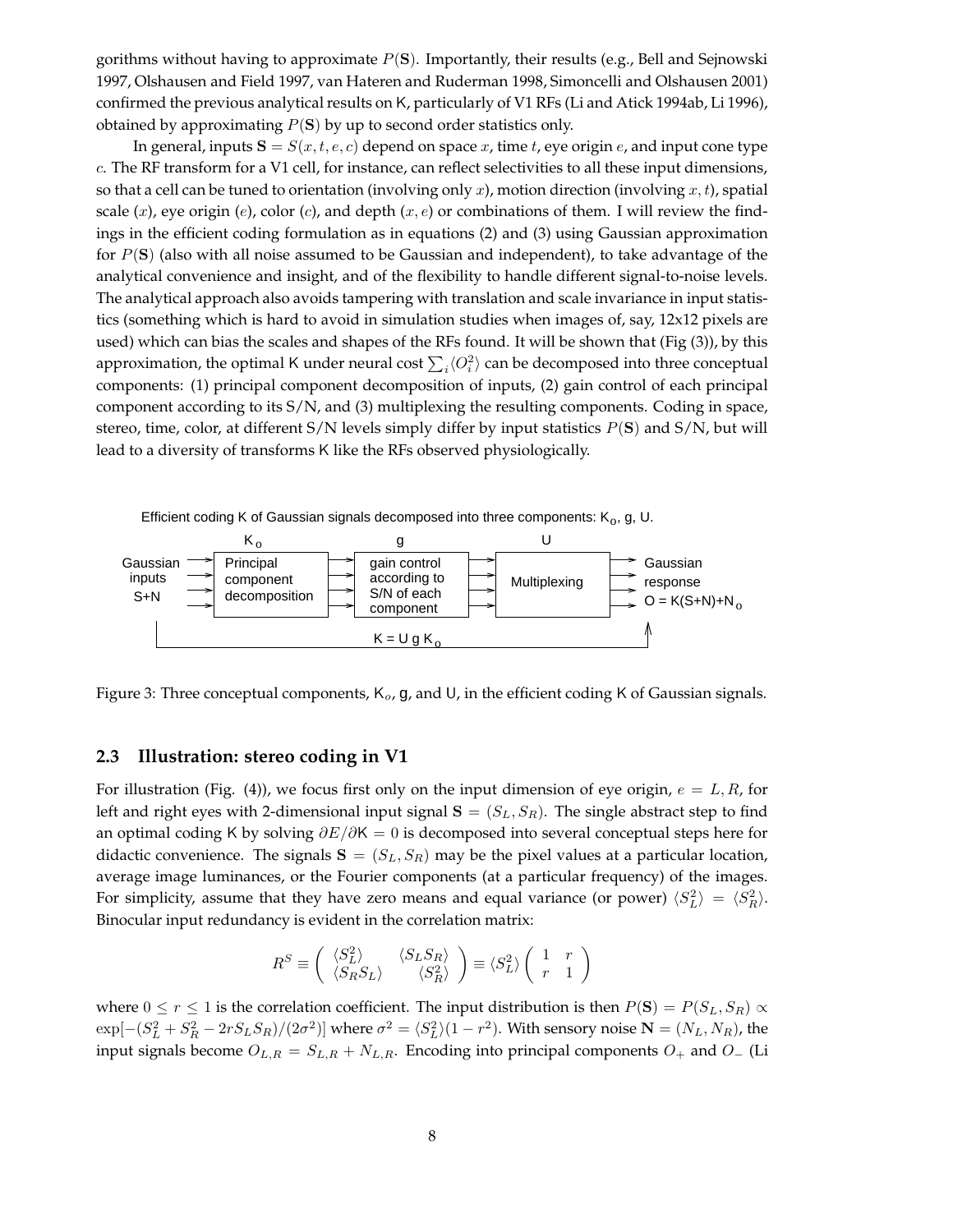gorithms without having to approximate $P(\mathbf{S})$. Importantly, their results (e.g., Bell and Sejnowski 1997, Olshausen and Field 1997, van Hateren and Ruderman 1998, Simoncelli and Olshausen 2001) confirmed the previous analytical results on K, particularly of V1 RFs (Li and Atick 1994ab, Li 1996), obtained by approximating $P(\mathbf{S})$ by up to second order statistics only.

In general, inputs $\mathbf{S} = S(x, t, e, c)$ depend on space $x$, time $t$, eye origin $e$, and input cone type $c$. The RF transform for a V1 cell, for instance, can reflect selectivities to all these input dimensions, so that a cell can be tuned to orientation (involving only $x$), motion direction (involving $x, t$), spatial scale ($x$), eye origin ($e$), color ($c$), and depth ($x, e$) or combinations of them. I will review the findings in the efficient coding formulation as in equations (2) and (3) using Gaussian approximation for $P(\mathbf{S})$ (also with all noise assumed to be Gaussian and independent), to take advantage of the analytical convenience and insight, and of the flexibility to handle different signal-to-noise levels. The analytical approach also avoids tampering with translation and scale invariance in input statistics (something which is hard to avoid in simulation studies when images of, say, 12x12 pixels are used) which can bias the scales and shapes of the RFs found. It will be shown that (Fig (3)), by this approximation, the optimal K under neural cost $\sum_i \langle O_i^2 \rangle$ can be decomposed into three conceptual components: (1) principal component decomposition of inputs, (2) gain control of each principal component according to its S/N, and (3) multiplexing the resulting components. Coding in space, stereo, time, color, at different S/N levels simply differ by input statistics $P(\mathbf{S})$ and S/N, but will lead to a diversity of transforms K like the RFs observed physiologically.

Efficient coding K of Gaussian signals decomposed into three components: $K_o$, g, U.

Gaussian inputs S+N → $K_o$: Principal component decomposition → g: gain control according to S/N of each component → U: Multiplexing → Gaussian response $O = K(S+N)+N_o$

$K = U\, g\, K_o$

Figure 3: Three conceptual components, $K_o$, g, and U, in the efficient coding K of Gaussian signals.

### 2.3 Illustration: stereo coding in V1

For illustration (Fig. (4)), we focus first only on the input dimension of eye origin, $e = L, R$, for left and right eyes with 2-dimensional input signal $\mathbf{S} = (S_L, S_R)$. The single abstract step to find an optimal coding K by solving $\partial E / \partial \mathsf{K} = 0$ is decomposed into several conceptual steps here for didactic convenience. The signals $\mathbf{S} = (S_L, S_R)$ may be the pixel values at a particular location, average image luminances, or the Fourier components (at a particular frequency) of the images. For simplicity, assume that they have zero means and equal variance (or power) $\langle S_L^2 \rangle = \langle S_R^2 \rangle$. Binocular input redundancy is evident in the correlation matrix:

$$R^S \equiv \begin{pmatrix} \langle S_L^2 \rangle & \langle S_L S_R \rangle \\ \langle S_R S_L \rangle & \langle S_R^2 \rangle \end{pmatrix} \equiv \langle S_L^2 \rangle \begin{pmatrix} 1 & r \\ r & 1 \end{pmatrix}$$

where $0 \leq r \leq 1$ is the correlation coefficient. The input distribution is then $P(\mathbf{S}) = P(S_L, S_R) \propto \exp[-(S_L^2 + S_R^2 - 2rS_L S_R)/(2\sigma^2)]$ where $\sigma^2 = \langle S_L^2 \rangle (1 - r^2)$. With sensory noise $\mathbf{N} = (N_L, N_R)$, the input signals become $O_{L,R} = S_{L,R} + N_{L,R}$. Encoding into principal components $O_+$ and $O_-$ (Li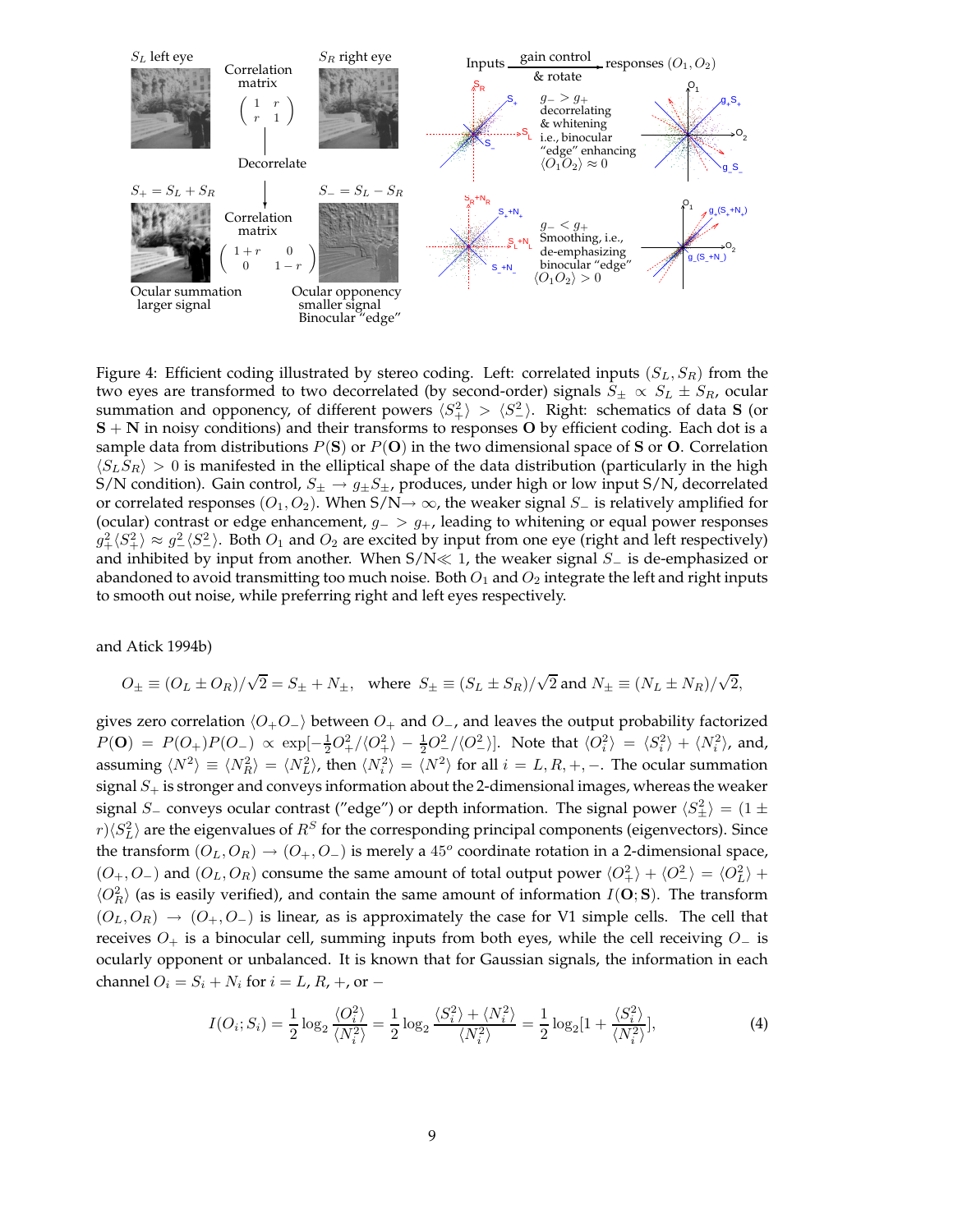Figure 4: Efficient coding illustrated by stereo coding. Left: correlated inputs $(S_L, S_R)$ from the two eyes are transformed to two decorrelated (by second-order) signals $S_\pm \propto S_L \pm S_R$, ocular summation and opponency, of different powers $\langle S_+^2 \rangle > \langle S_-^2 \rangle$. Right: schematics of data $\mathbf{S}$ (or $\mathbf{S}+\mathbf{N}$ in noisy conditions) and their transforms to responses $\mathbf{O}$ by efficient coding. Each dot is a sample data from distributions $P(\mathbf{S})$ or $P(\mathbf{O})$ in the two dimensional space of $\mathbf{S}$ or $\mathbf{O}$. Correlation $\langle S_L S_R \rangle > 0$ is manifested in the elliptical shape of the data distribution (particularly in the high S/N condition). Gain control, $S_\pm \to g_\pm S_\pm$, produces, under high or low input S/N, decorrelated or correlated responses $(O_1, O_2)$. When S/N$\to \infty$, the weaker signal $S_-$ is relatively amplified for (ocular) contrast or edge enhancement, $g_- > g_+$, leading to whitening or equal power responses $g_+^2 \langle S_+^2 \rangle \approx g_-^2 \langle S_-^2 \rangle$. Both $O_1$ and $O_2$ are excited by input from one eye (right and left respectively) and inhibited by input from another. When S/N$\ll 1$, the weaker signal $S_-$ is de-emphasized or abandoned to avoid transmitting too much noise. Both $O_1$ and $O_2$ integrate the left and right inputs to smooth out noise, while preferring right and left eyes respectively.

and Atick 1994b)

$$O_\pm \equiv (O_L \pm O_R)/\sqrt{2} = S_\pm + N_\pm, \quad \text{where } S_\pm \equiv (S_L \pm S_R)/\sqrt{2} \text{ and } N_\pm \equiv (N_L \pm N_R)/\sqrt{2},$$

gives zero correlation $\langle O_+ O_- \rangle$ between $O_+$ and $O_-$, and leaves the output probability factorized $P(\mathbf{O}) = P(O_+)P(O_-) \propto \exp[-\frac{1}{2}O_+^2/\langle O_+^2 \rangle - \frac{1}{2}O_-^2/\langle O_-^2 \rangle]$. Note that $\langle O_i^2 \rangle = \langle S_i^2 \rangle + \langle N_i^2 \rangle$, and, assuming $\langle N^2 \rangle \equiv \langle N_R^2 \rangle = \langle N_L^2 \rangle$, then $\langle N_i^2 \rangle = \langle N^2 \rangle$ for all $i = L, R, +, -$. The ocular summation signal $S_+$ is stronger and conveys information about the 2-dimensional images, whereas the weaker signal $S_-$ conveys ocular contrast ("edge") or depth information. The signal power $\langle S_\pm^2 \rangle = (1 \pm r)\langle S_L^2 \rangle$ are the eigenvalues of $R^S$ for the corresponding principal components (eigenvectors). Since the transform $(O_L, O_R) \to (O_+, O_-)$ is merely a $45^o$ coordinate rotation in a 2-dimensional space, $(O_+, O_-)$ and $(O_L, O_R)$ consume the same amount of total output power $\langle O_+^2 \rangle + \langle O_-^2 \rangle = \langle O_L^2 \rangle + \langle O_R^2 \rangle$ (as is easily verified), and contain the same amount of information $I(\mathbf{O}; \mathbf{S})$. The transform $(O_L, O_R) \to (O_+, O_-)$ is linear, as is approximately the case for V1 simple cells. The cell that receives $O_+$ is a binocular cell, summing inputs from both eyes, while the cell receiving $O_-$ is ocularly opponent or unbalanced. It is known that for Gaussian signals, the information in each channel $O_i = S_i + N_i$ for $i = L, R, +,$ or $-$

$$I(O_i; S_i) = \frac{1}{2}\log_2 \frac{\langle O_i^2 \rangle}{\langle N_i^2 \rangle} = \frac{1}{2}\log_2 \frac{\langle S_i^2 \rangle + \langle N_i^2 \rangle}{\langle N_i^2 \rangle} = \frac{1}{2}\log_2[1 + \frac{\langle S_i^2 \rangle}{\langle N_i^2 \rangle}], \tag{4}$$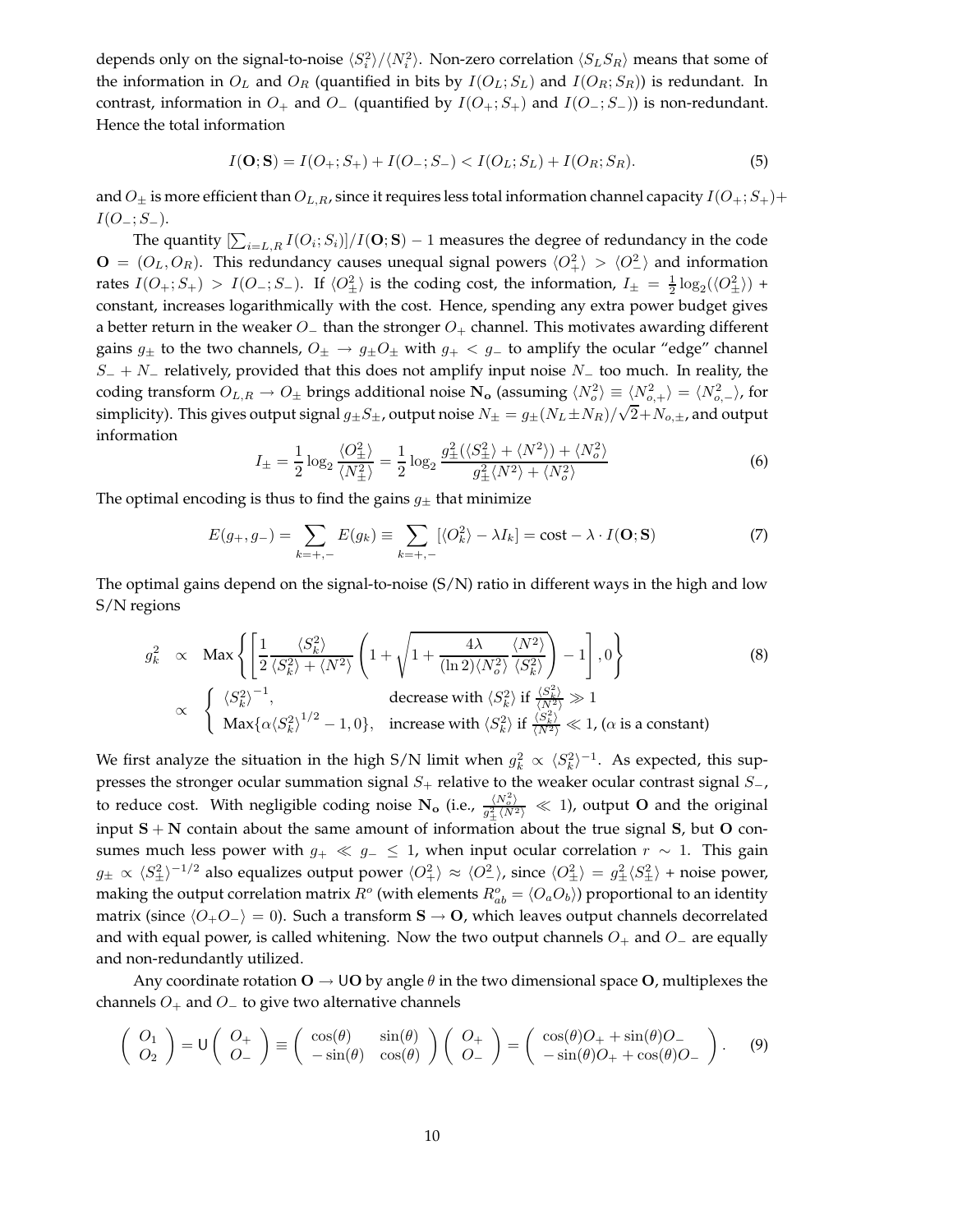depends only on the signal-to-noise $\langle S_i^2 \rangle / \langle N_i^2 \rangle$. Non-zero correlation $\langle S_L S_R \rangle$ means that some of the information in $O_L$ and $O_R$ (quantified in bits by $I(O_L; S_L)$ and $I(O_R; S_R)$) is redundant. In contrast, information in $O_+$ and $O_-$ (quantified by $I(O_+; S_+)$ and $I(O_-; S_-)$) is non-redundant. Hence the total information

$$I(\mathbf{O}; \mathbf{S}) = I(O_+; S_+) + I(O_-; S_-) < I(O_L; S_L) + I(O_R; S_R). \tag{5}$$

and $O_\pm$ is more efficient than $O_{L,R}$, since it requires less total information channel capacity $I(O_+; S_+) + I(O_-; S_-)$.

The quantity $[\sum_{i=L,R} I(O_i; S_i)]/I(\mathbf{O}; \mathbf{S}) - 1$ measures the degree of redundancy in the code $\mathbf{O} = (O_L, O_R)$. This redundancy causes unequal signal powers $\langle O_+^2 \rangle > \langle O_-^2 \rangle$ and information rates $I(O_+; S_+) > I(O_-; S_-)$. If $\langle O_\pm^2 \rangle$ is the coding cost, the information, $I_\pm = \frac{1}{2} \log_2(\langle O_\pm^2 \rangle)$ + constant, increases logarithmically with the cost. Hence, spending any extra power budget gives a better return in the weaker $O_-$ than the stronger $O_+$ channel. This motivates awarding different gains $g_\pm$ to the two channels, $O_\pm \to g_\pm O_\pm$ with $g_+ < g_-$ to amplify the ocular "edge" channel $S_- + N_-$ relatively, provided that this does not amplify input noise $N_-$ too much. In reality, the coding transform $O_{L,R} \to O_\pm$ brings additional noise $\mathbf{N_o}$ (assuming $\langle N_o^2 \rangle \equiv \langle N_{o,+}^2 \rangle = \langle N_{o,-}^2 \rangle$, for simplicity). This gives output signal $g_\pm S_\pm$, output noise $N_\pm = g_\pm (N_L \pm N_R)/\sqrt{2} + N_{o,\pm}$, and output information

$$I_\pm = \frac{1}{2} \log_2 \frac{\langle O_\pm^2 \rangle}{\langle N_\pm^2 \rangle} = \frac{1}{2} \log_2 \frac{g_\pm^2 (\langle S_\pm^2 \rangle + \langle N^2 \rangle) + \langle N_o^2 \rangle}{g_\pm^2 \langle N^2 \rangle + \langle N_o^2 \rangle} \tag{6}$$

The optimal encoding is thus to find the gains $g_\pm$ that minimize

$$E(g_+, g_-) = \sum_{k=+,-} E(g_k) \equiv \sum_{k=+,-} [\langle O_k^2 \rangle - \lambda I_k] = \text{cost} - \lambda \cdot I(\mathbf{O}; \mathbf{S}) \tag{7}$$

The optimal gains depend on the signal-to-noise (S/N) ratio in different ways in the high and low S/N regions

$$\begin{aligned} g_k^2 &\propto \text{Max}\left\{ \left[ \frac{1}{2} \frac{\langle S_k^2 \rangle}{\langle S_k^2 \rangle + \langle N^2 \rangle} \left( 1 + \sqrt{1 + \frac{4\lambda}{(\ln 2) \langle N_o^2 \rangle} \frac{\langle N^2 \rangle}{\langle S_k^2 \rangle}} \right) - 1 \right], 0 \right\} \\ &\propto \begin{cases} \langle S_k^2 \rangle^{-1}, & \text{decrease with } \langle S_k^2 \rangle \text{ if } \frac{\langle S_k^2 \rangle}{\langle N^2 \rangle} \gg 1 \\ \text{Max}\{\alpha \langle S_k^2 \rangle^{1/2} - 1, 0\}, & \text{increase with } \langle S_k^2 \rangle \text{ if } \frac{\langle S_k^2 \rangle}{\langle N^2 \rangle} \ll 1, (\alpha \text{ is a constant}) \end{cases} \end{aligned} \tag{8}$$

We first analyze the situation in the high S/N limit when $g_k^2 \propto \langle S_k^2 \rangle^{-1}$. As expected, this suppresses the stronger ocular summation signal $S_+$ relative to the weaker ocular contrast signal $S_-$, to reduce cost. With negligible coding noise $\mathbf{N_o}$ (i.e., $\frac{\langle N_o^2 \rangle}{g_\pm^2 \langle N^2 \rangle} \ll 1$), output $\mathbf{O}$ and the original input $\mathbf{S} + \mathbf{N}$ contain about the same amount of information about the true signal $\mathbf{S}$, but $\mathbf{O}$ consumes much less power with $g_+ \ll g_- \leq 1$, when input ocular correlation $r \sim 1$. This gain $g_\pm \propto \langle S_\pm^2 \rangle^{-1/2}$ also equalizes output power $\langle O_+^2 \rangle \approx \langle O_-^2 \rangle$, since $\langle O_\pm^2 \rangle = g_\pm^2 \langle S_\pm^2 \rangle$ + noise power, making the output correlation matrix $R^o$ (with elements $R_{ab}^o = \langle O_a O_b \rangle$) proportional to an identity matrix (since $\langle O_+ O_- \rangle = 0$). Such a transform $\mathbf{S} \to \mathbf{O}$, which leaves output channels decorrelated and with equal power, is called whitening. Now the two output channels $O_+$ and $O_-$ are equally and non-redundantly utilized.

Any coordinate rotation $\mathbf{O} \to \mathsf{U}\mathbf{O}$ by angle $\theta$ in the two dimensional space $\mathbf{O}$, multiplexes the channels $O_+$ and $O_-$ to give two alternative channels

$$\begin{pmatrix} O_1 \\ O_2 \end{pmatrix} = \mathsf{U} \begin{pmatrix} O_+ \\ O_- \end{pmatrix} \equiv \begin{pmatrix} \cos(\theta) & \sin(\theta) \\ -\sin(\theta) & \cos(\theta) \end{pmatrix} \begin{pmatrix} O_+ \\ O_- \end{pmatrix} = \begin{pmatrix} \cos(\theta) O_+ + \sin(\theta) O_- \\ -\sin(\theta) O_+ + \cos(\theta) O_- \end{pmatrix}. \tag{9}$$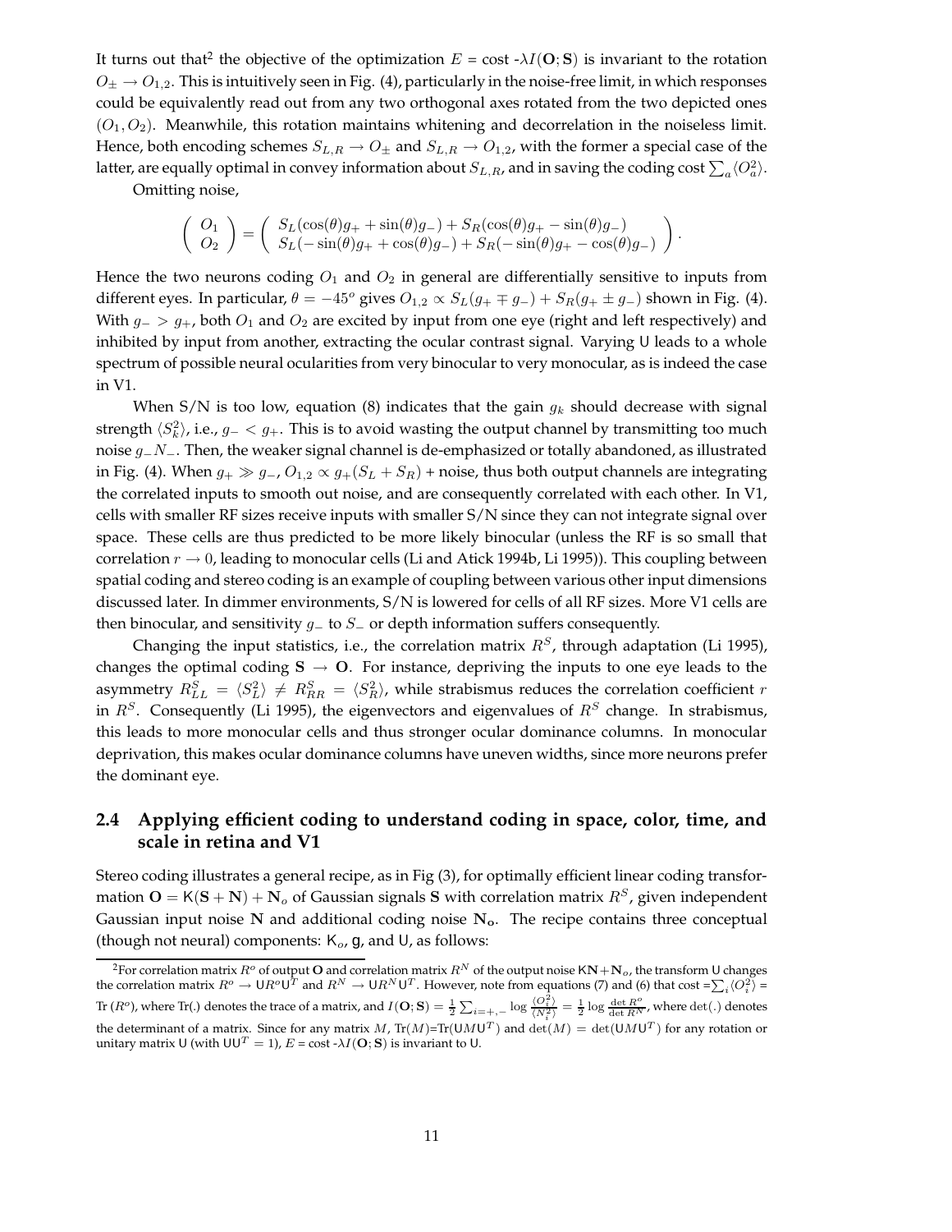It turns out that[2] the objective of the optimization $E$ = cost $-\lambda I(\mathbf{O};\mathbf{S})$ is invariant to the rotation $O_\pm \to O_{1,2}$. This is intuitively seen in Fig. (4), particularly in the noise-free limit, in which responses could be equivalently read out from any two orthogonal axes rotated from the two depicted ones $(O_1, O_2)$. Meanwhile, this rotation maintains whitening and decorrelation in the noiseless limit. Hence, both encoding schemes $S_{L,R} \to O_\pm$ and $S_{L,R} \to O_{1,2}$, with the former a special case of the latter, are equally optimal in convey information about $S_{L,R}$, and in saving the coding cost $\sum_a \langle O_a^2 \rangle$.

Omitting noise,

$$\begin{pmatrix} O_1 \\ O_2 \end{pmatrix} = \begin{pmatrix} S_L(\cos(\theta)g_+ + \sin(\theta)g_-) + S_R(\cos(\theta)g_+ - \sin(\theta)g_-) \\ S_L(-\sin(\theta)g_+ + \cos(\theta)g_-) + S_R(-\sin(\theta)g_+ - \cos(\theta)g_-) \end{pmatrix}.$$

Hence the two neurons coding $O_1$ and $O_2$ in general are differentially sensitive to inputs from different eyes. In particular, $\theta = -45^o$ gives $O_{1,2} \propto S_L(g_+ \mp g_-) + S_R(g_+ \pm g_-)$ shown in Fig. (4). With $g_- > g_+$, both $O_1$ and $O_2$ are excited by input from one eye (right and left respectively) and inhibited by input from another, extracting the ocular contrast signal. Varying U leads to a whole spectrum of possible neural ocularities from very binocular to very monocular, as is indeed the case in V1.

When S/N is too low, equation (8) indicates that the gain $g_k$ should decrease with signal strength $\langle S_k^2 \rangle$, i.e., $g_- < g_+$. This is to avoid wasting the output channel by transmitting too much noise $g_- N_-$. Then, the weaker signal channel is de-emphasized or totally abandoned, as illustrated in Fig. (4). When $g_+ \gg g_-$, $O_{1,2} \propto g_+(S_L + S_R)$ + noise, thus both output channels are integrating the correlated inputs to smooth out noise, and are consequently correlated with each other. In V1, cells with smaller RF sizes receive inputs with smaller S/N since they can not integrate signal over space. These cells are thus predicted to be more likely binocular (unless the RF is so small that correlation $r \to 0$, leading to monocular cells (Li and Atick 1994b, Li 1995)). This coupling between spatial coding and stereo coding is an example of coupling between various other input dimensions discussed later. In dimmer environments, S/N is lowered for cells of all RF sizes. More V1 cells are then binocular, and sensitivity $g_-$ to $S_-$ or depth information suffers consequently.

Changing the input statistics, i.e., the correlation matrix $R^S$, through adaptation (Li 1995), changes the optimal coding $\mathbf{S} \to \mathbf{O}$. For instance, depriving the inputs to one eye leads to the asymmetry $R^S_{LL} = \langle S_L^2 \rangle \neq R^S_{RR} = \langle S_R^2 \rangle$, while strabismus reduces the correlation coefficient $r$ in $R^S$. Consequently (Li 1995), the eigenvectors and eigenvalues of $R^S$ change. In strabismus, this leads to more monocular cells and thus stronger ocular dominance columns. In monocular deprivation, this makes ocular dominance columns have uneven widths, since more neurons prefer the dominant eye.

## 2.4 Applying efficient coding to understand coding in space, color, time, and scale in retina and V1

Stereo coding illustrates a general recipe, as in Fig (3), for optimally efficient linear coding transformation $\mathbf{O} = \mathsf{K}(\mathbf{S} + \mathbf{N}) + \mathbf{N}_o$ of Gaussian signals $\mathbf{S}$ with correlation matrix $R^S$, given independent Gaussian input noise $\mathbf{N}$ and additional coding noise $\mathbf{N_o}$. The recipe contains three conceptual (though not neural) components: $\mathsf{K}_o$, $\mathsf{g}$, and $\mathsf{U}$, as follows:

[2] For correlation matrix $R^o$ of output $\mathbf{O}$ and correlation matrix $R^N$ of the output noise $\mathsf{K}\mathbf{N} + \mathbf{N}_o$, the transform U changes the correlation matrix $R^o \to \mathsf{U}R^o\mathsf{U}^T$ and $R^N \to \mathsf{U}R^N\mathsf{U}^T$. However, note from equations (7) and (6) that cost $= \sum_i \langle O_i^2 \rangle$ = Tr $(R^o)$, where Tr(.) denotes the trace of a matrix, and $I(\mathbf{O};\mathbf{S}) = \frac{1}{2}\sum_{i=+,-} \log \frac{\langle O_i^2 \rangle}{\langle N_i^2 \rangle} = \frac{1}{2} \log \frac{\det R^o}{\det R^N}$, where $\det(.)$ denotes the determinant of a matrix. Since for any matrix $M$, Tr$(M)$=Tr$(\mathsf{U}M\mathsf{U}^T)$ and $\det(M) = \det(\mathsf{U}M\mathsf{U}^T)$ for any rotation or unitary matrix U (with $\mathsf{U}\mathsf{U}^T = 1$), $E$ = cost $-\lambda I(\mathbf{O};\mathbf{S})$ is invariant to U.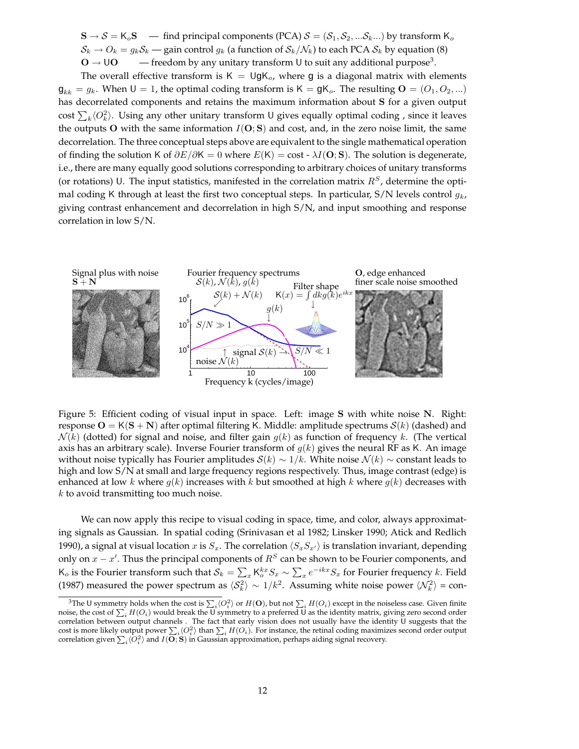$\mathbf{S} \to \mathcal{S} = \mathsf{K}_o\mathbf{S}$ — find principal components (PCA) $\mathcal{S} = (\mathcal{S}_1, \mathcal{S}_2, ...\mathcal{S}_k...)$ by transform $\mathsf{K}_o$

$\mathcal{S}_k \to O_k = g_k\mathcal{S}_k$ — gain control $g_k$ (a function of $\mathcal{S}_k/\mathcal{N}_k$) to each PCA $\mathcal{S}_k$ by equation (8)

$\mathbf{O} \to \mathsf{U}\mathbf{O}$ — freedom by any unitary transform $\mathsf{U}$ to suit any additional purpose[3].

The overall effective transform is $\mathsf{K} = \mathsf{U}\mathsf{g}\mathsf{K}_o$, where $\mathsf{g}$ is a diagonal matrix with elements $\mathsf{g}_{kk} = g_k$. When $\mathsf{U} = 1$, the optimal coding transform is $\mathsf{K} = \mathsf{g}\mathsf{K}_o$. The resulting $\mathbf{O} = (O_1, O_2, ...)$ has decorrelated components and retains the maximum information about $\mathbf{S}$ for a given output cost $\sum_k \langle O_k^2 \rangle$. Using any other unitary transform $\mathsf{U}$ gives equally optimal coding , since it leaves the outputs $\mathbf{O}$ with the same information $I(\mathbf{O}; \mathbf{S})$ and cost, and, in the zero noise limit, the same decorrelation. The three conceptual steps above are equivalent to the single mathematical operation of finding the solution $\mathsf{K}$ of $\partial E/\partial \mathsf{K} = 0$ where $E(\mathsf{K})$ = cost - $\lambda I(\mathbf{O}; \mathbf{S})$. The solution is degenerate, i.e., there are many equally good solutions corresponding to arbitrary choices of unitary transforms (or rotations) $\mathsf{U}$. The input statistics, manifested in the correlation matrix $R^S$, determine the optimal coding $\mathsf{K}$ through at least the first two conceptual steps. In particular, S/N levels control $g_k$, giving contrast enhancement and decorrelation in high S/N, and input smoothing and response correlation in low S/N.

Figure 5: Efficient coding of visual input in space. Left: image $\mathbf{S}$ with white noise $\mathbf{N}$. Right: response $\mathbf{O} = \mathsf{K}(\mathbf{S} + \mathbf{N})$ after optimal filtering $\mathsf{K}$. Middle: amplitude spectrums $\mathcal{S}(k)$ (dashed) and $\mathcal{N}(k)$ (dotted) for signal and noise, and filter gain $g(k)$ as function of frequency $k$. (The vertical axis has an arbitrary scale). Inverse Fourier transform of $g(k)$ gives the neural RF as $\mathsf{K}$. An image without noise typically has Fourier amplitudes $\mathcal{S}(k) \sim 1/k$. White noise $\mathcal{N}(k) \sim$ constant leads to high and low S/N at small and large frequency regions respectively. Thus, image contrast (edge) is enhanced at low $k$ where $g(k)$ increases with $k$ but smoothed at high $k$ where $g(k)$ decreases with $k$ to avoid transmitting too much noise.

We can now apply this recipe to visual coding in space, time, and color, always approximating signals as Gaussian. In spatial coding (Srinivasan et al 1982; Linsker 1990; Atick and Redlich 1990), a signal at visual location $x$ is $S_x$. The correlation $\langle S_x S_{x'} \rangle$ is translation invariant, depending only on $x - x'$. Thus the principal components of $R^S$ can be shown to be Fourier components, and $\mathsf{K}_o$ is the Fourier transform such that $\mathcal{S}_k = \sum_x \mathsf{K}_o^{kx} S_x \sim \sum_x e^{-ikx} S_x$ for Fourier frequency $k$. Field (1987) measured the power spectrum as $\langle \mathcal{S}_k^2 \rangle \sim 1/k^2$. Assuming white noise power $\langle \mathcal{N}_k^2 \rangle$ = con-

[3] The $\mathsf{U}$ symmetry holds when the cost is $\sum_i \langle O_i^2 \rangle$ or $H(\mathbf{O})$, but not $\sum_i H(O_i)$ except in the noiseless case. Given finite noise, the cost of $\sum_i H(O_i)$ would break the $\mathsf{U}$ symmetry to a preferred $\mathsf{U}$ as the identity matrix, giving zero second order correlation between output channels . The fact that early vision does not usually have the identity $\mathsf{U}$ suggests that the cost is more likely output power $\sum_i \langle O_i^2 \rangle$ than $\sum_i H(O_i)$. For instance, the retinal coding maximizes second order output correlation given $\sum_i \langle O_i^2 \rangle$ and $I(\mathbf{O}; \mathbf{S})$ in Gaussian approximation, perhaps aiding signal recovery.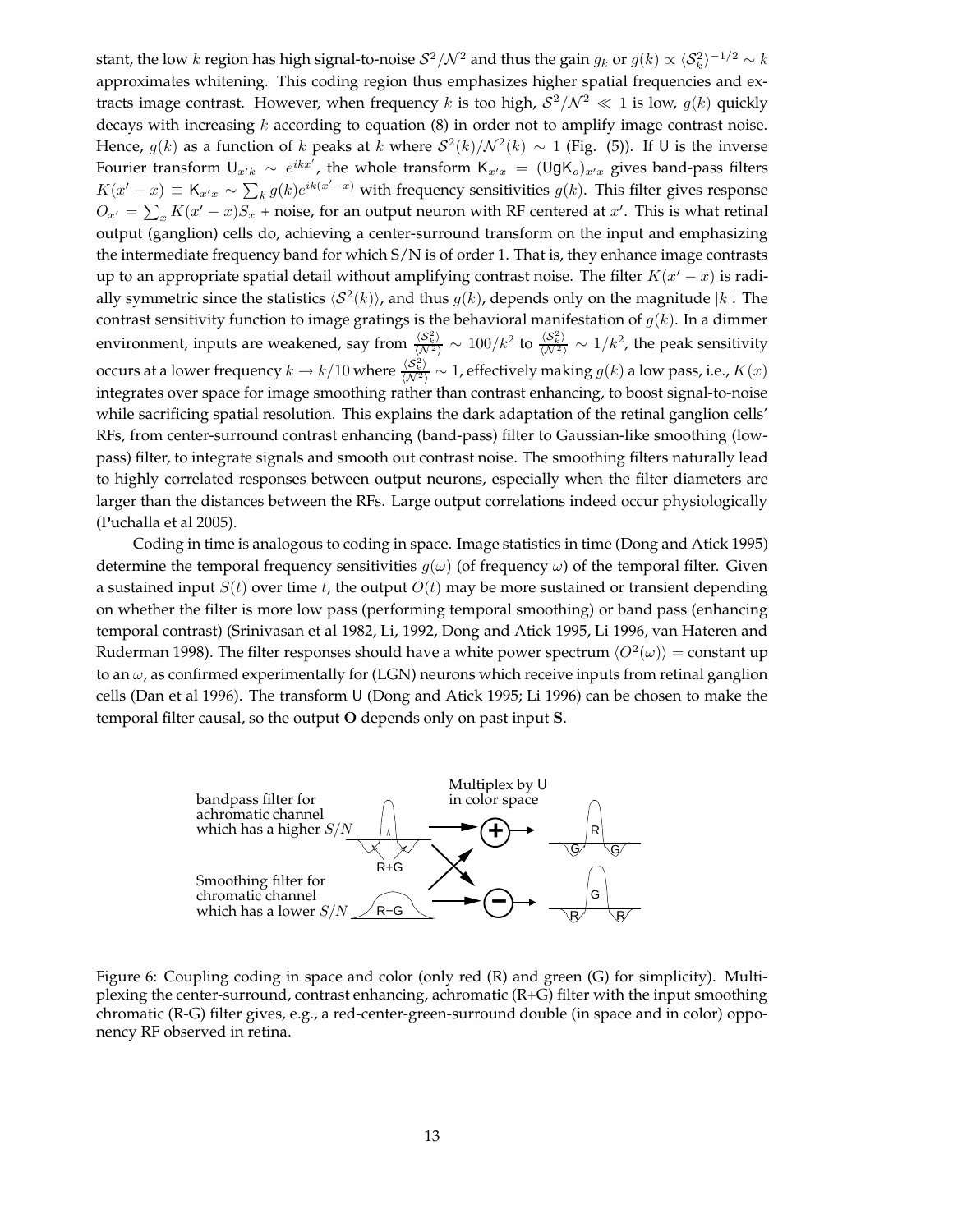stant, the low $k$ region has high signal-to-noise $\mathcal{S}^2/\mathcal{N}^2$ and thus the gain $g_k$ or $g(k) \propto \langle \mathcal{S}_k^2 \rangle^{-1/2} \sim k$ approximates whitening. This coding region thus emphasizes higher spatial frequencies and extracts image contrast. However, when frequency $k$ is too high, $\mathcal{S}^2/\mathcal{N}^2 \ll 1$ is low, $g(k)$ quickly decays with increasing $k$ according to equation (8) in order not to amplify image contrast noise. Hence, $g(k)$ as a function of $k$ peaks at $k$ where $\mathcal{S}^2(k)/\mathcal{N}^2(k) \sim 1$ (Fig. (5)). If $\mathsf{U}$ is the inverse Fourier transform $\mathsf{U}_{x'k} \sim e^{ikx'}$, the whole transform $\mathsf{K}_{x'x} = (\mathsf{U}g\mathsf{K}_o)_{x'x}$ gives band-pass filters $K(x'-x) \equiv \mathsf{K}_{x'x} \sim \sum_k g(k) e^{ik(x'-x)}$ with frequency sensitivities $g(k)$. This filter gives response $O_{x'} = \sum_x K(x'-x) S_x$ + noise, for an output neuron with RF centered at $x'$. This is what retinal output (ganglion) cells do, achieving a center-surround transform on the input and emphasizing the intermediate frequency band for which S/N is of order 1. That is, they enhance image contrasts up to an appropriate spatial detail without amplifying contrast noise. The filter $K(x'-x)$ is radially symmetric since the statistics $\langle \mathcal{S}^2(k) \rangle$, and thus $g(k)$, depends only on the magnitude $|k|$. The contrast sensitivity function to image gratings is the behavioral manifestation of $g(k)$. In a dimmer environment, inputs are weakened, say from $\frac{\langle \mathcal{S}_k^2 \rangle}{\langle \mathcal{N}^2 \rangle} \sim 100/k^2$ to $\frac{\langle \mathcal{S}_k^2 \rangle}{\langle \mathcal{N}^2 \rangle} \sim 1/k^2$, the peak sensitivity occurs at a lower frequency $k \rightarrow k/10$ where $\frac{\langle \mathcal{S}_k^2 \rangle}{\langle \mathcal{N}^2 \rangle} \sim 1$, effectively making $g(k)$ a low pass, i.e., $K(x)$ integrates over space for image smoothing rather than contrast enhancing, to boost signal-to-noise while sacrificing spatial resolution. This explains the dark adaptation of the retinal ganglion cells' RFs, from center-surround contrast enhancing (band-pass) filter to Gaussian-like smoothing (low-pass) filter, to integrate signals and smooth out contrast noise. The smoothing filters naturally lead to highly correlated responses between output neurons, especially when the filter diameters are larger than the distances between the RFs. Large output correlations indeed occur physiologically (Puchalla et al 2005).

Coding in time is analogous to coding in space. Image statistics in time (Dong and Atick 1995) determine the temporal frequency sensitivities $g(\omega)$ (of frequency $\omega$) of the temporal filter. Given a sustained input $S(t)$ over time $t$, the output $O(t)$ may be more sustained or transient depending on whether the filter is more low pass (performing temporal smoothing) or band pass (enhancing temporal contrast) (Srinivasan et al 1982, Li, 1992, Dong and Atick 1995, Li 1996, van Hateren and Ruderman 1998). The filter responses should have a white power spectrum $\langle O^2(\omega) \rangle$ = constant up to an $\omega$, as confirmed experimentally for (LGN) neurons which receive inputs from retinal ganglion cells (Dan et al 1996). The transform $\mathsf{U}$ (Dong and Atick 1995; Li 1996) can be chosen to make the temporal filter causal, so the output $\mathbf{O}$ depends only on past input $\mathbf{S}$.

Figure 6: Coupling coding in space and color (only red (R) and green (G) for simplicity). Multiplexing the center-surround, contrast enhancing, achromatic (R+G) filter with the input smoothing chromatic (R-G) filter gives, e.g., a red-center-green-surround double (in space and in color) opponency RF observed in retina.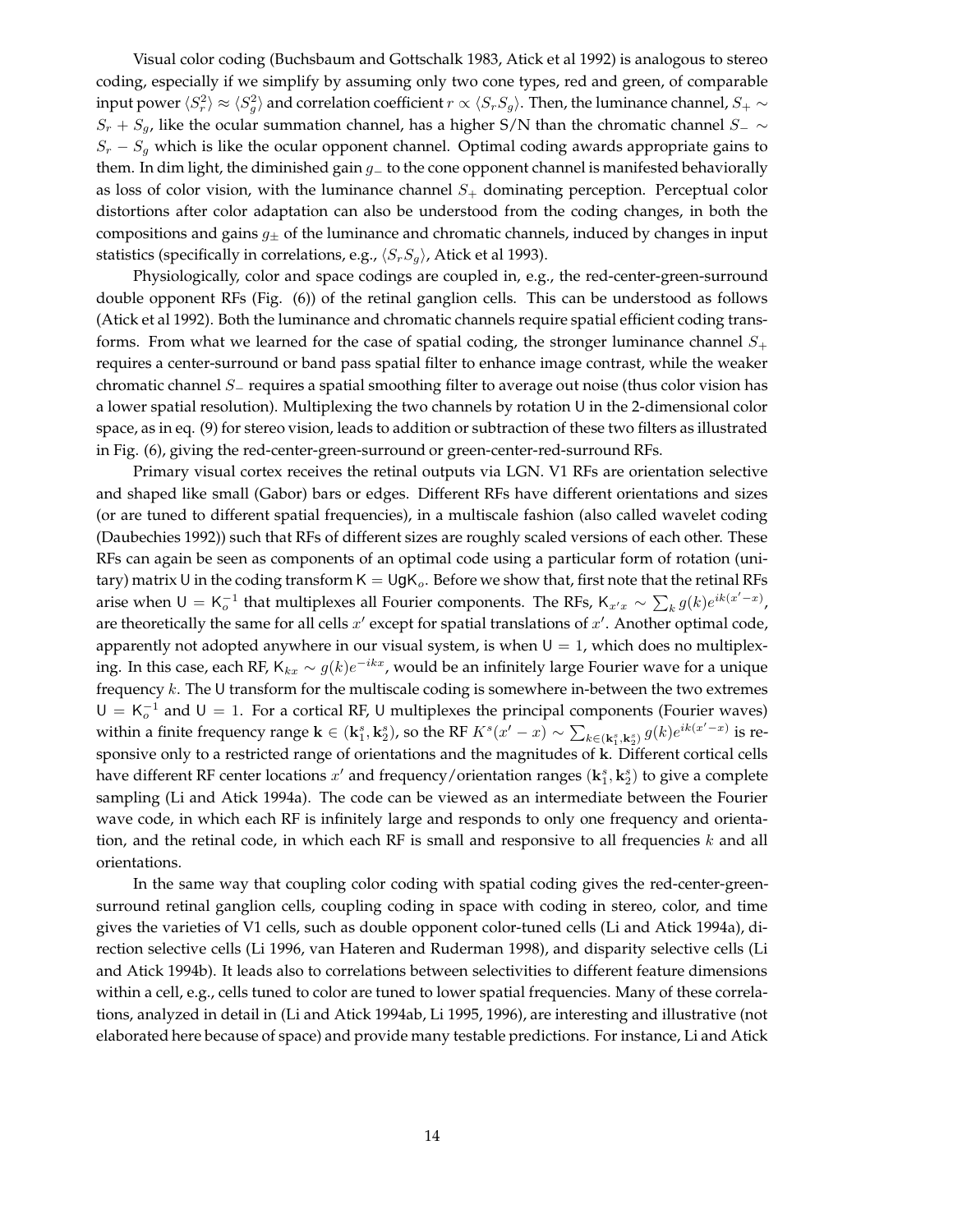Visual color coding (Buchsbaum and Gottschalk 1983, Atick et al 1992) is analogous to stereo coding, especially if we simplify by assuming only two cone types, red and green, of comparable input power $\langle S_r^2 \rangle \approx \langle S_g^2 \rangle$ and correlation coefficient $r \propto \langle S_r S_g \rangle$. Then, the luminance channel, $S_+ \sim S_r + S_g$, like the ocular summation channel, has a higher S/N than the chromatic channel $S_- \sim S_r - S_g$ which is like the ocular opponent channel. Optimal coding awards appropriate gains to them. In dim light, the diminished gain $g_-$ to the cone opponent channel is manifested behaviorally as loss of color vision, with the luminance channel $S_+$ dominating perception. Perceptual color distortions after color adaptation can also be understood from the coding changes, in both the compositions and gains $g_\pm$ of the luminance and chromatic channels, induced by changes in input statistics (specifically in correlations, e.g., $\langle S_r S_g \rangle$, Atick et al 1993).

Physiologically, color and space codings are coupled in, e.g., the red-center-green-surround double opponent RFs (Fig. (6)) of the retinal ganglion cells. This can be understood as follows (Atick et al 1992). Both the luminance and chromatic channels require spatial efficient coding transforms. From what we learned for the case of spatial coding, the stronger luminance channel $S_+$ requires a center-surround or band pass spatial filter to enhance image contrast, while the weaker chromatic channel $S_-$ requires a spatial smoothing filter to average out noise (thus color vision has a lower spatial resolution). Multiplexing the two channels by rotation $\mathsf{U}$ in the 2-dimensional color space, as in eq. (9) for stereo vision, leads to addition or subtraction of these two filters as illustrated in Fig. (6), giving the red-center-green-surround or green-center-red-surround RFs.

Primary visual cortex receives the retinal outputs via LGN. V1 RFs are orientation selective and shaped like small (Gabor) bars or edges. Different RFs have different orientations and sizes (or are tuned to different spatial frequencies), in a multiscale fashion (also called wavelet coding (Daubechies 1992)) such that RFs of different sizes are roughly scaled versions of each other. These RFs can again be seen as components of an optimal code using a particular form of rotation (unitary) matrix $\mathsf{U}$ in the coding transform $\mathsf{K} = \mathsf{U}g\mathsf{K}_o$. Before we show that, first note that the retinal RFs arise when $\mathsf{U} = \mathsf{K}_o^{-1}$ that multiplexes all Fourier components. The RFs, $\mathsf{K}_{x'x} \sim \sum_k g(k) e^{ik(x'-x)}$, are theoretically the same for all cells $x'$ except for spatial translations of $x'$. Another optimal code, apparently not adopted anywhere in our visual system, is when $\mathsf{U} = 1$, which does no multiplexing. In this case, each RF, $\mathsf{K}_{kx} \sim g(k) e^{-ikx}$, would be an infinitely large Fourier wave for a unique frequency $k$. The $\mathsf{U}$ transform for the multiscale coding is somewhere in-between the two extremes $\mathsf{U} = \mathsf{K}_o^{-1}$ and $\mathsf{U} = 1$. For a cortical RF, $\mathsf{U}$ multiplexes the principal components (Fourier waves) within a finite frequency range $\mathbf{k} \in (\mathbf{k}_1^s, \mathbf{k}_2^s)$, so the RF $K^s(x'-x) \sim \sum_{k \in (\mathbf{k}_1^s, \mathbf{k}_2^s)} g(k) e^{ik(x'-x)}$ is responsive only to a restricted range of orientations and the magnitudes of $\mathbf{k}$. Different cortical cells have different RF center locations $x'$ and frequency/orientation ranges $(\mathbf{k}_1^s, \mathbf{k}_2^s)$ to give a complete sampling (Li and Atick 1994a). The code can be viewed as an intermediate between the Fourier wave code, in which each RF is infinitely large and responds to only one frequency and orientation, and the retinal code, in which each RF is small and responsive to all frequencies $k$ and all orientations.

In the same way that coupling color coding with spatial coding gives the red-center-green-surround retinal ganglion cells, coupling coding in space with coding in stereo, color, and time gives the varieties of V1 cells, such as double opponent color-tuned cells (Li and Atick 1994a), direction selective cells (Li 1996, van Hateren and Ruderman 1998), and disparity selective cells (Li and Atick 1994b). It leads also to correlations between selectivities to different feature dimensions within a cell, e.g., cells tuned to color are tuned to lower spatial frequencies. Many of these correlations, analyzed in detail in (Li and Atick 1994ab, Li 1995, 1996), are interesting and illustrative (not elaborated here because of space) and provide many testable predictions. For instance, Li and Atick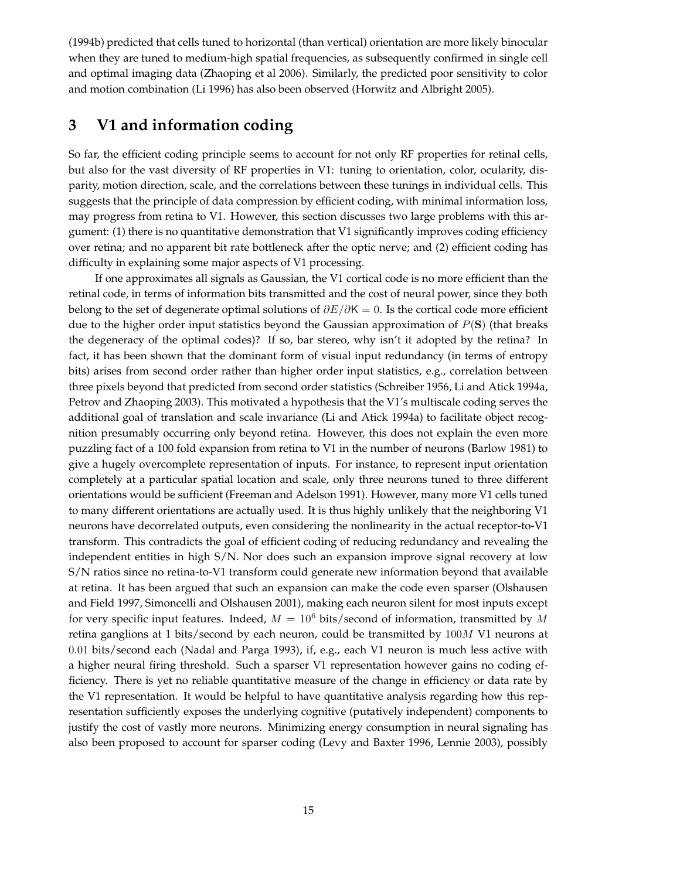(1994b) predicted that cells tuned to horizontal (than vertical) orientation are more likely binocular when they are tuned to medium-high spatial frequencies, as subsequently confirmed in single cell and optimal imaging data (Zhaoping et al 2006). Similarly, the predicted poor sensitivity to color and motion combination (Li 1996) has also been observed (Horwitz and Albright 2005).

## 3 V1 and information coding

So far, the efficient coding principle seems to account for not only RF properties for retinal cells, but also for the vast diversity of RF properties in V1: tuning to orientation, color, ocularity, disparity, motion direction, scale, and the correlations between these tunings in individual cells. This suggests that the principle of data compression by efficient coding, with minimal information loss, may progress from retina to V1. However, this section discusses two large problems with this argument: (1) there is no quantitative demonstration that V1 significantly improves coding efficiency over retina; and no apparent bit rate bottleneck after the optic nerve; and (2) efficient coding has difficulty in explaining some major aspects of V1 processing.

If one approximates all signals as Gaussian, the V1 cortical code is no more efficient than the retinal code, in terms of information bits transmitted and the cost of neural power, since they both belong to the set of degenerate optimal solutions of $\partial E/\partial \mathsf{K} = 0$. Is the cortical code more efficient due to the higher order input statistics beyond the Gaussian approximation of $P(\mathbf{S})$ (that breaks the degeneracy of the optimal codes)? If so, bar stereo, why isn't it adopted by the retina? In fact, it has been shown that the dominant form of visual input redundancy (in terms of entropy bits) arises from second order rather than higher order input statistics, e.g., correlation between three pixels beyond that predicted from second order statistics (Schreiber 1956, Li and Atick 1994a, Petrov and Zhaoping 2003). This motivated a hypothesis that the V1's multiscale coding serves the additional goal of translation and scale invariance (Li and Atick 1994a) to facilitate object recognition presumably occurring only beyond retina. However, this does not explain the even more puzzling fact of a 100 fold expansion from retina to V1 in the number of neurons (Barlow 1981) to give a hugely overcomplete representation of inputs. For instance, to represent input orientation completely at a particular spatial location and scale, only three neurons tuned to three different orientations would be sufficient (Freeman and Adelson 1991). However, many more V1 cells tuned to many different orientations are actually used. It is thus highly unlikely that the neighboring V1 neurons have decorrelated outputs, even considering the nonlinearity in the actual receptor-to-V1 transform. This contradicts the goal of efficient coding of reducing redundancy and revealing the independent entities in high S/N. Nor does such an expansion improve signal recovery at low S/N ratios since no retina-to-V1 transform could generate new information beyond that available at retina. It has been argued that such an expansion can make the code even sparser (Olshausen and Field 1997, Simoncelli and Olshausen 2001), making each neuron silent for most inputs except for very specific input features. Indeed, $M = 10^6$ bits/second of information, transmitted by $M$ retina ganglions at 1 bits/second by each neuron, could be transmitted by $100M$ V1 neurons at $0.01$ bits/second each (Nadal and Parga 1993), if, e.g., each V1 neuron is much less active with a higher neural firing threshold. Such a sparser V1 representation however gains no coding efficiency. There is yet no reliable quantitative measure of the change in efficiency or data rate by the V1 representation. It would be helpful to have quantitative analysis regarding how this representation sufficiently exposes the underlying cognitive (putatively independent) components to justify the cost of vastly more neurons. Minimizing energy consumption in neural signaling has also been proposed to account for sparser coding (Levy and Baxter 1996, Lennie 2003), possibly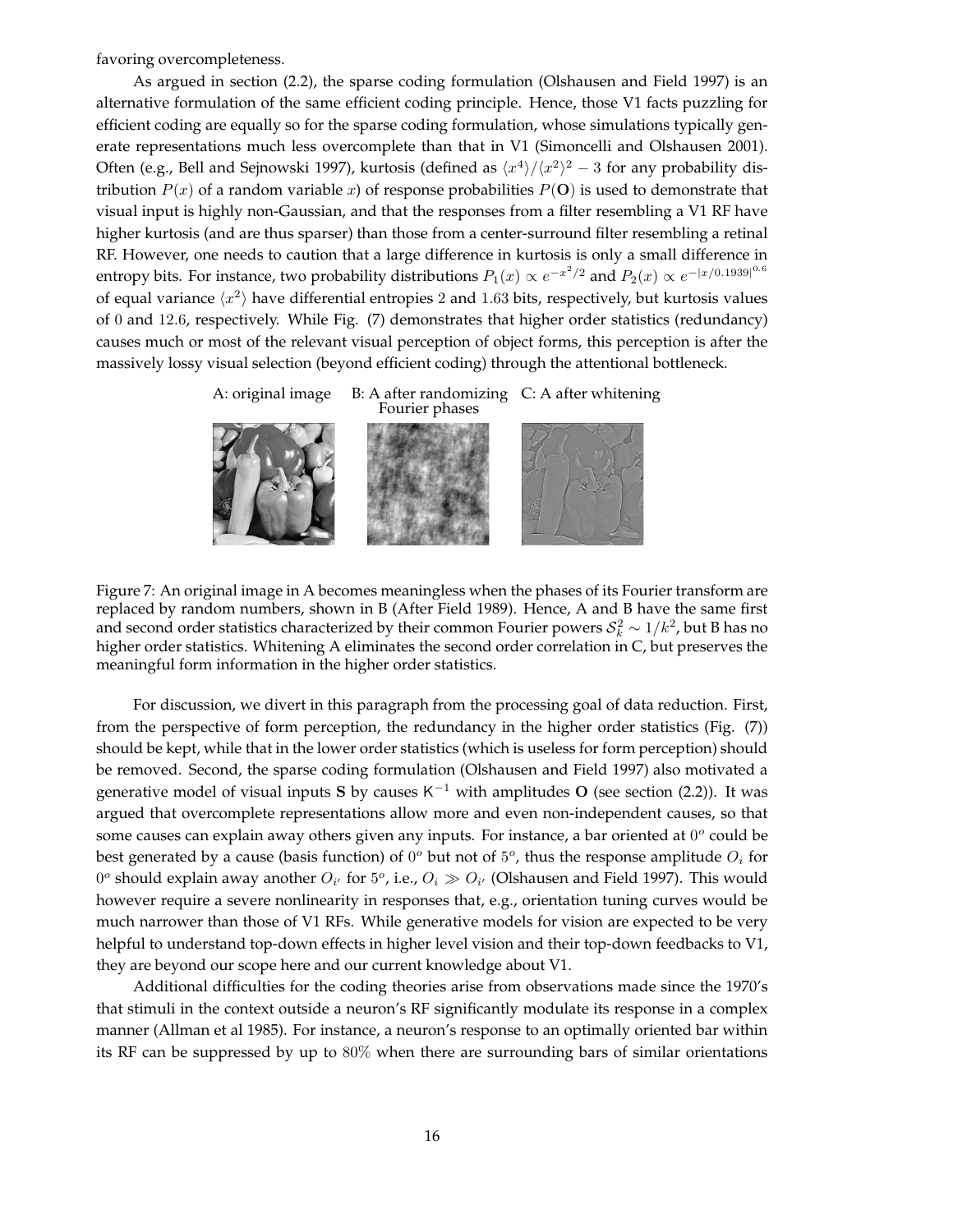favoring overcompleteness.

As argued in section (2.2), the sparse coding formulation (Olshausen and Field 1997) is an alternative formulation of the same efficient coding principle. Hence, those V1 facts puzzling for efficient coding are equally so for the sparse coding formulation, whose simulations typically generate representations much less overcomplete than that in V1 (Simoncelli and Olshausen 2001). Often (e.g., Bell and Sejnowski 1997), kurtosis (defined as $\langle x^4 \rangle / \langle x^2 \rangle^2 - 3$ for any probability distribution $P(x)$ of a random variable $x$) of response probabilities $P(\mathbf{O})$ is used to demonstrate that visual input is highly non-Gaussian, and that the responses from a filter resembling a V1 RF have higher kurtosis (and are thus sparser) than those from a center-surround filter resembling a retinal RF. However, one needs to caution that a large difference in kurtosis is only a small difference in entropy bits. For instance, two probability distributions $P_1(x) \propto e^{-x^2/2}$ and $P_2(x) \propto e^{-|x/0.1939|^{0.6}}$ of equal variance $\langle x^2 \rangle$ have differential entropies 2 and 1.63 bits, respectively, but kurtosis values of 0 and 12.6, respectively. While Fig. (7) demonstrates that higher order statistics (redundancy) causes much or most of the relevant visual perception of object forms, this perception is after the massively lossy visual selection (beyond efficient coding) through the attentional bottleneck.

A: original image    B: A after randomizing Fourier phases    C: A after whitening

Figure 7: An original image in A becomes meaningless when the phases of its Fourier transform are replaced by random numbers, shown in B (After Field 1989). Hence, A and B have the same first and second order statistics characterized by their common Fourier powers $\mathcal{S}_k^2 \sim 1/k^2$, but B has no higher order statistics. Whitening A eliminates the second order correlation in C, but preserves the meaningful form information in the higher order statistics.

For discussion, we divert in this paragraph from the processing goal of data reduction. First, from the perspective of form perception, the redundancy in the higher order statistics (Fig. (7)) should be kept, while that in the lower order statistics (which is useless for form perception) should be removed. Second, the sparse coding formulation (Olshausen and Field 1997) also motivated a generative model of visual inputs $\mathbf{S}$ by causes $\mathsf{K}^{-1}$ with amplitudes $\mathbf{O}$ (see section (2.2)). It was argued that overcomplete representations allow more and even non-independent causes, so that some causes can explain away others given any inputs. For instance, a bar oriented at $0^o$ could be best generated by a cause (basis function) of $0^o$ but not of $5^o$, thus the response amplitude $O_i$ for $0^o$ should explain away another $O_{i'}$ for $5^o$, i.e., $O_i \gg O_{i'}$ (Olshausen and Field 1997). This would however require a severe nonlinearity in responses that, e.g., orientation tuning curves would be much narrower than those of V1 RFs. While generative models for vision are expected to be very helpful to understand top-down effects in higher level vision and their top-down feedbacks to V1, they are beyond our scope here and our current knowledge about V1.

Additional difficulties for the coding theories arise from observations made since the 1970's that stimuli in the context outside a neuron's RF significantly modulate its response in a complex manner (Allman et al 1985). For instance, a neuron's response to an optimally oriented bar within its RF can be suppressed by up to 80% when there are surrounding bars of similar orientations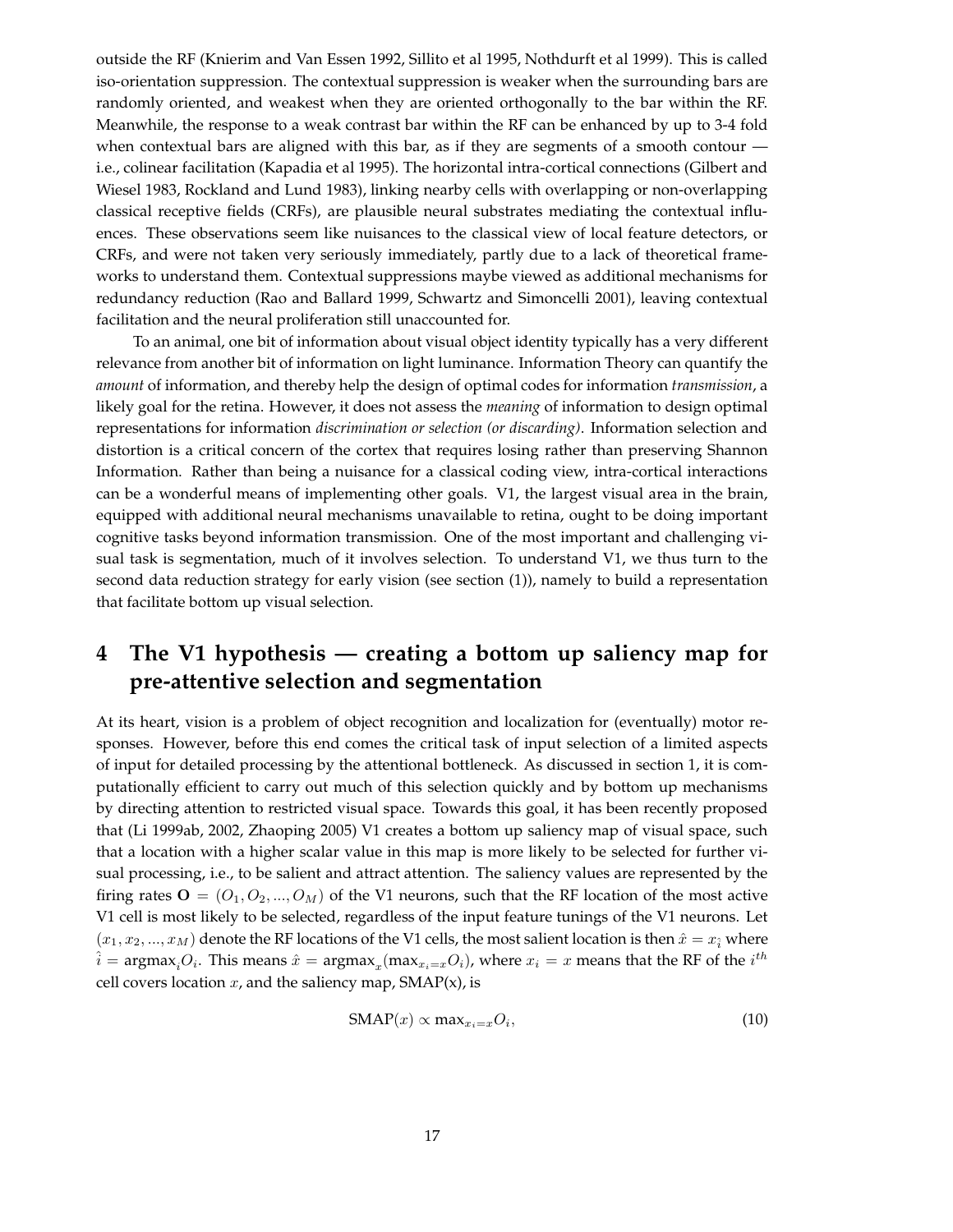outside the RF (Knierim and Van Essen 1992, Sillito et al 1995, Nothdurft et al 1999). This is called iso-orientation suppression. The contextual suppression is weaker when the surrounding bars are randomly oriented, and weakest when they are oriented orthogonally to the bar within the RF. Meanwhile, the response to a weak contrast bar within the RF can be enhanced by up to 3-4 fold when contextual bars are aligned with this bar, as if they are segments of a smooth contour — i.e., colinear facilitation (Kapadia et al 1995). The horizontal intra-cortical connections (Gilbert and Wiesel 1983, Rockland and Lund 1983), linking nearby cells with overlapping or non-overlapping classical receptive fields (CRFs), are plausible neural substrates mediating the contextual influences. These observations seem like nuisances to the classical view of local feature detectors, or CRFs, and were not taken very seriously immediately, partly due to a lack of theoretical frameworks to understand them. Contextual suppressions maybe viewed as additional mechanisms for redundancy reduction (Rao and Ballard 1999, Schwartz and Simoncelli 2001), leaving contextual facilitation and the neural proliferation still unaccounted for.

To an animal, one bit of information about visual object identity typically has a very different relevance from another bit of information on light luminance. Information Theory can quantify the *amount* of information, and thereby help the design of optimal codes for information *transmission*, a likely goal for the retina. However, it does not assess the *meaning* of information to design optimal representations for information *discrimination or selection (or discarding)*. Information selection and distortion is a critical concern of the cortex that requires losing rather than preserving Shannon Information. Rather than being a nuisance for a classical coding view, intra-cortical interactions can be a wonderful means of implementing other goals. V1, the largest visual area in the brain, equipped with additional neural mechanisms unavailable to retina, ought to be doing important cognitive tasks beyond information transmission. One of the most important and challenging visual task is segmentation, much of it involves selection. To understand V1, we thus turn to the second data reduction strategy for early vision (see section (1)), namely to build a representation that facilitate bottom up visual selection.

# 4 The V1 hypothesis — creating a bottom up saliency map for pre-attentive selection and segmentation

At its heart, vision is a problem of object recognition and localization for (eventually) motor responses. However, before this end comes the critical task of input selection of a limited aspects of input for detailed processing by the attentional bottleneck. As discussed in section 1, it is computationally efficient to carry out much of this selection quickly and by bottom up mechanisms by directing attention to restricted visual space. Towards this goal, it has been recently proposed that (Li 1999ab, 2002, Zhaoping 2005) V1 creates a bottom up saliency map of visual space, such that a location with a higher scalar value in this map is more likely to be selected for further visual processing, i.e., to be salient and attract attention. The saliency values are represented by the firing rates $\mathbf{O} = (O_1, O_2, ..., O_M)$ of the V1 neurons, such that the RF location of the most active V1 cell is most likely to be selected, regardless of the input feature tunings of the V1 neurons. Let $(x_1, x_2, ..., x_M)$ denote the RF locations of the V1 cells, the most salient location is then $\hat{x} = x_{\hat{i}}$ where $\hat{i} = \text{argmax}_i O_i$. This means $\hat{x} = \text{argmax}_x(\max_{x_i=x} O_i)$, where $x_i = x$ means that the RF of the $i^{th}$ cell covers location $x$, and the saliency map, SMAP(x), is

$$\text{SMAP}(x) \propto \max_{x_i=x} O_i, \tag{10}$$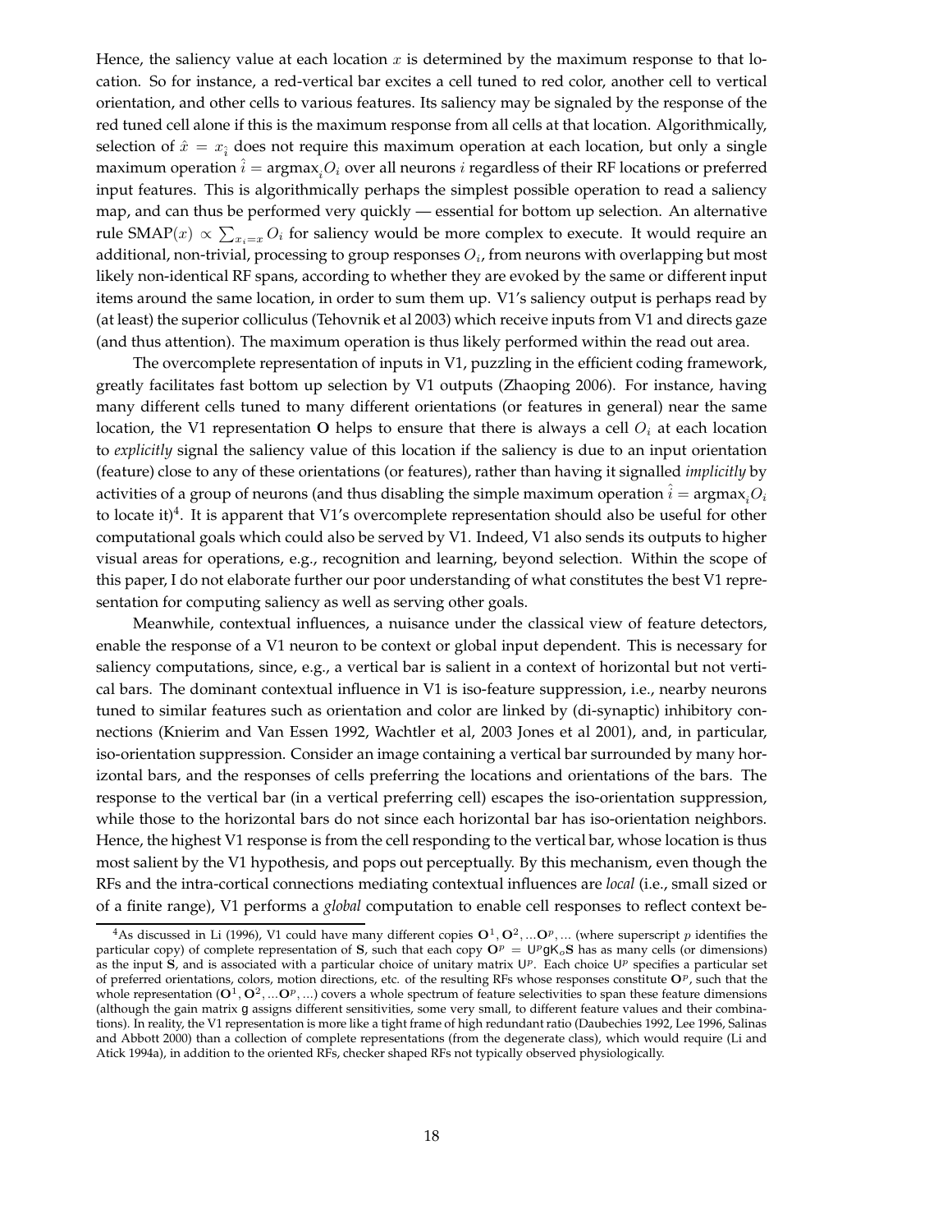Hence, the saliency value at each location $x$ is determined by the maximum response to that location. So for instance, a red-vertical bar excites a cell tuned to red color, another cell to vertical orientation, and other cells to various features. Its saliency may be signaled by the response of the red tuned cell alone if this is the maximum response from all cells at that location. Algorithmically, selection of $\hat{x} = x_{\hat{i}}$ does not require this maximum operation at each location, but only a single maximum operation $\hat{i} = \text{argmax}_i O_i$ over all neurons $i$ regardless of their RF locations or preferred input features. This is algorithmically perhaps the simplest possible operation to read a saliency map, and can thus be performed very quickly — essential for bottom up selection. An alternative rule $\text{SMAP}(x) \propto \sum_{x_i = x} O_i$ for saliency would be more complex to execute. It would require an additional, non-trivial, processing to group responses $O_i$, from neurons with overlapping but most likely non-identical RF spans, according to whether they are evoked by the same or different input items around the same location, in order to sum them up. V1's saliency output is perhaps read by (at least) the superior colliculus (Tehovnik et al 2003) which receive inputs from V1 and directs gaze (and thus attention). The maximum operation is thus likely performed within the read out area.

The overcomplete representation of inputs in V1, puzzling in the efficient coding framework, greatly facilitates fast bottom up selection by V1 outputs (Zhaoping 2006). For instance, having many different cells tuned to many different orientations (or features in general) near the same location, the V1 representation $\mathbf{O}$ helps to ensure that there is always a cell $O_i$ at each location to *explicitly* signal the saliency value of this location if the saliency is due to an input orientation (feature) close to any of these orientations (or features), rather than having it signalled *implicitly* by activities of a group of neurons (and thus disabling the simple maximum operation $\hat{i} = \text{argmax}_i O_i$ to locate it)[4]. It is apparent that V1's overcomplete representation should also be useful for other computational goals which could also be served by V1. Indeed, V1 also sends its outputs to higher visual areas for operations, e.g., recognition and learning, beyond selection. Within the scope of this paper, I do not elaborate further our poor understanding of what constitutes the best V1 representation for computing saliency as well as serving other goals.

Meanwhile, contextual influences, a nuisance under the classical view of feature detectors, enable the response of a V1 neuron to be context or global input dependent. This is necessary for saliency computations, since, e.g., a vertical bar is salient in a context of horizontal but not vertical bars. The dominant contextual influence in V1 is iso-feature suppression, i.e., nearby neurons tuned to similar features such as orientation and color are linked by (di-synaptic) inhibitory connections (Knierim and Van Essen 1992, Wachtler et al, 2003 Jones et al 2001), and, in particular, iso-orientation suppression. Consider an image containing a vertical bar surrounded by many horizontal bars, and the responses of cells preferring the locations and orientations of the bars. The response to the vertical bar (in a vertical preferring cell) escapes the iso-orientation suppression, while those to the horizontal bars do not since each horizontal bar has iso-orientation neighbors. Hence, the highest V1 response is from the cell responding to the vertical bar, whose location is thus most salient by the V1 hypothesis, and pops out perceptually. By this mechanism, even though the RFs and the intra-cortical connections mediating contextual influences are *local* (i.e., small sized or of a finite range), V1 performs a *global* computation to enable cell responses to reflect context be-

[4] As discussed in Li (1996), V1 could have many different copies $\mathbf{O}^1, \mathbf{O}^2, ...\mathbf{O}^p, ...$ (where superscript $p$ identifies the particular copy) of complete representation of $\mathbf{S}$, such that each copy $\mathbf{O}^p = \mathsf{U}^p \mathsf{g} \mathsf{K}_o \mathbf{S}$ has as many cells (or dimensions) as the input $\mathbf{S}$, and is associated with a particular choice of unitary matrix $\mathsf{U}^p$. Each choice $\mathsf{U}^p$ specifies a particular set of preferred orientations, colors, motion directions, etc. of the resulting RFs whose responses constitute $\mathbf{O}^p$, such that the whole representation $(\mathbf{O}^1, \mathbf{O}^2, ...\mathbf{O}^p, ...)$ covers a whole spectrum of feature selectivities to span these feature dimensions (although the gain matrix $\mathsf{g}$ assigns different sensitivities, some very small, to different feature values and their combinations). In reality, the V1 representation is more like a tight frame of high redundant ratio (Daubechies 1992, Lee 1996, Salinas and Abbott 2000) than a collection of complete representations (from the degenerate class), which would require (Li and Atick 1994a), in addition to the oriented RFs, checker shaped RFs not typically observed physiologically.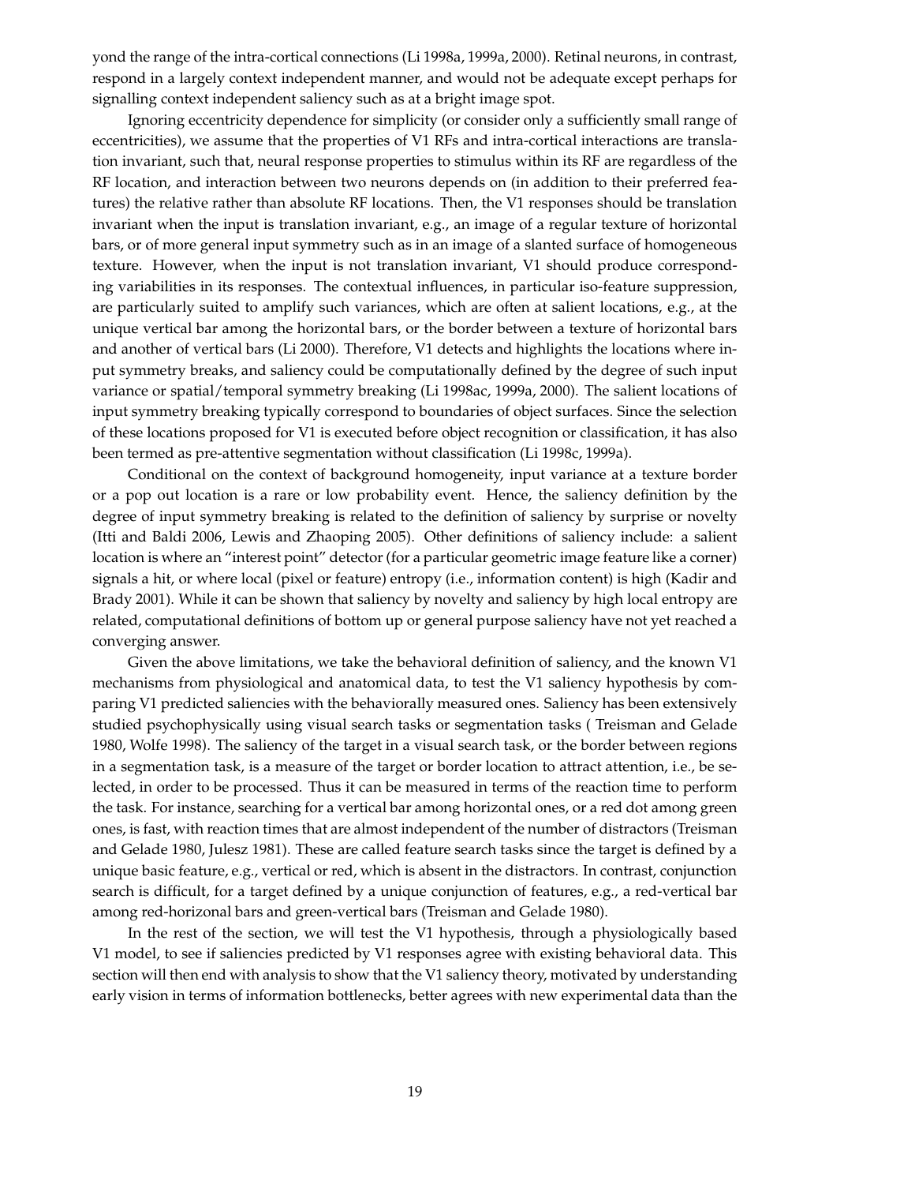yond the range of the intra-cortical connections (Li 1998a, 1999a, 2000). Retinal neurons, in contrast, respond in a largely context independent manner, and would not be adequate except perhaps for signalling context independent saliency such as at a bright image spot.

Ignoring eccentricity dependence for simplicity (or consider only a sufficiently small range of eccentricities), we assume that the properties of V1 RFs and intra-cortical interactions are translation invariant, such that, neural response properties to stimulus within its RF are regardless of the RF location, and interaction between two neurons depends on (in addition to their preferred features) the relative rather than absolute RF locations. Then, the V1 responses should be translation invariant when the input is translation invariant, e.g., an image of a regular texture of horizontal bars, or of more general input symmetry such as in an image of a slanted surface of homogeneous texture. However, when the input is not translation invariant, V1 should produce corresponding variabilities in its responses. The contextual influences, in particular iso-feature suppression, are particularly suited to amplify such variances, which are often at salient locations, e.g., at the unique vertical bar among the horizontal bars, or the border between a texture of horizontal bars and another of vertical bars (Li 2000). Therefore, V1 detects and highlights the locations where input symmetry breaks, and saliency could be computationally defined by the degree of such input variance or spatial/temporal symmetry breaking (Li 1998ac, 1999a, 2000). The salient locations of input symmetry breaking typically correspond to boundaries of object surfaces. Since the selection of these locations proposed for V1 is executed before object recognition or classification, it has also been termed as pre-attentive segmentation without classification (Li 1998c, 1999a).

Conditional on the context of background homogeneity, input variance at a texture border or a pop out location is a rare or low probability event. Hence, the saliency definition by the degree of input symmetry breaking is related to the definition of saliency by surprise or novelty (Itti and Baldi 2006, Lewis and Zhaoping 2005). Other definitions of saliency include: a salient location is where an "interest point" detector (for a particular geometric image feature like a corner) signals a hit, or where local (pixel or feature) entropy (i.e., information content) is high (Kadir and Brady 2001). While it can be shown that saliency by novelty and saliency by high local entropy are related, computational definitions of bottom up or general purpose saliency have not yet reached a converging answer.

Given the above limitations, we take the behavioral definition of saliency, and the known V1 mechanisms from physiological and anatomical data, to test the V1 saliency hypothesis by comparing V1 predicted saliencies with the behaviorally measured ones. Saliency has been extensively studied psychophysically using visual search tasks or segmentation tasks ( Treisman and Gelade 1980, Wolfe 1998). The saliency of the target in a visual search task, or the border between regions in a segmentation task, is a measure of the target or border location to attract attention, i.e., be selected, in order to be processed. Thus it can be measured in terms of the reaction time to perform the task. For instance, searching for a vertical bar among horizontal ones, or a red dot among green ones, is fast, with reaction times that are almost independent of the number of distractors (Treisman and Gelade 1980, Julesz 1981). These are called feature search tasks since the target is defined by a unique basic feature, e.g., vertical or red, which is absent in the distractors. In contrast, conjunction search is difficult, for a target defined by a unique conjunction of features, e.g., a red-vertical bar among red-horizonal bars and green-vertical bars (Treisman and Gelade 1980).

In the rest of the section, we will test the V1 hypothesis, through a physiologically based V1 model, to see if saliencies predicted by V1 responses agree with existing behavioral data. This section will then end with analysis to show that the V1 saliency theory, motivated by understanding early vision in terms of information bottlenecks, better agrees with new experimental data than the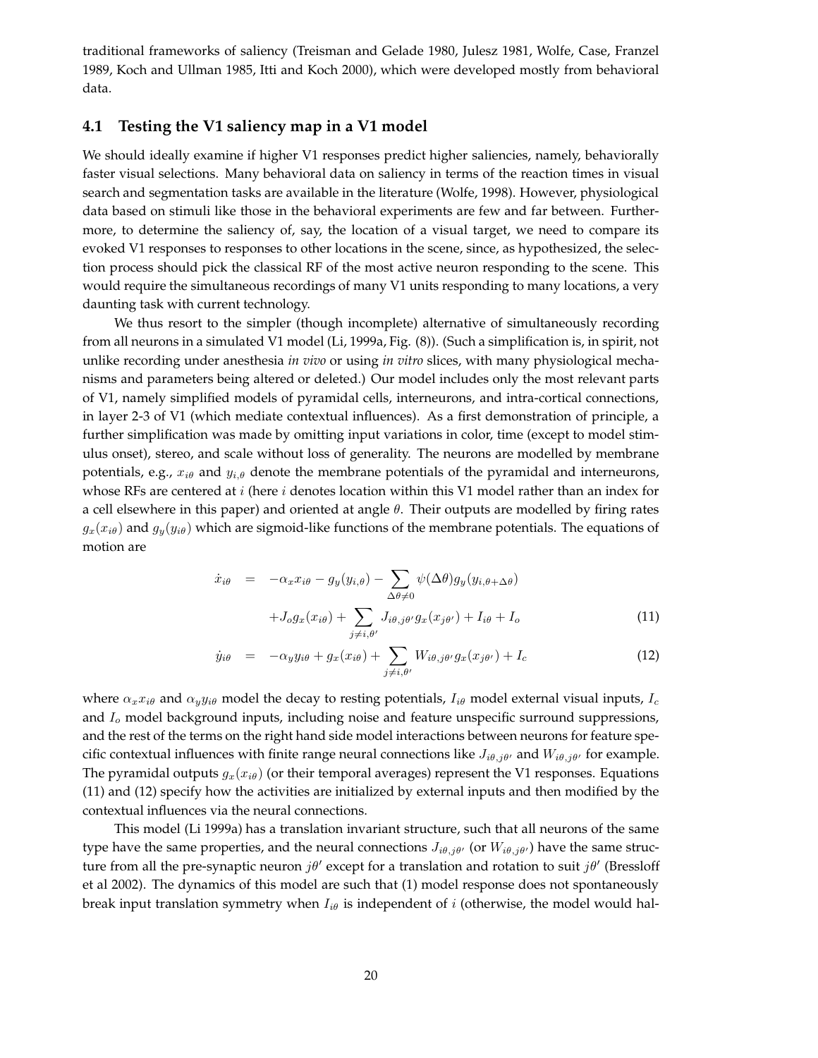traditional frameworks of saliency (Treisman and Gelade 1980, Julesz 1981, Wolfe, Case, Franzel 1989, Koch and Ullman 1985, Itti and Koch 2000), which were developed mostly from behavioral data.

### 4.1 Testing the V1 saliency map in a V1 model

We should ideally examine if higher V1 responses predict higher saliencies, namely, behaviorally faster visual selections. Many behavioral data on saliency in terms of the reaction times in visual search and segmentation tasks are available in the literature (Wolfe, 1998). However, physiological data based on stimuli like those in the behavioral experiments are few and far between. Furthermore, to determine the saliency of, say, the location of a visual target, we need to compare its evoked V1 responses to responses to other locations in the scene, since, as hypothesized, the selection process should pick the classical RF of the most active neuron responding to the scene. This would require the simultaneous recordings of many V1 units responding to many locations, a very daunting task with current technology.

We thus resort to the simpler (though incomplete) alternative of simultaneously recording from all neurons in a simulated V1 model (Li, 1999a, Fig. (8)). (Such a simplification is, in spirit, not unlike recording under anesthesia *in vivo* or using *in vitro* slices, with many physiological mechanisms and parameters being altered or deleted.) Our model includes only the most relevant parts of V1, namely simplified models of pyramidal cells, interneurons, and intra-cortical connections, in layer 2-3 of V1 (which mediate contextual influences). As a first demonstration of principle, a further simplification was made by omitting input variations in color, time (except to model stimulus onset), stereo, and scale without loss of generality. The neurons are modelled by membrane potentials, e.g., $x_{i\theta}$ and $y_{i,\theta}$ denote the membrane potentials of the pyramidal and interneurons, whose RFs are centered at $i$ (here $i$ denotes location within this V1 model rather than an index for a cell elsewhere in this paper) and oriented at angle $\theta$. Their outputs are modelled by firing rates $g_x(x_{i\theta})$ and $g_y(y_{i\theta})$ which are sigmoid-like functions of the membrane potentials. The equations of motion are

$$
\begin{aligned}
\dot{x}_{i\theta} &= -\alpha_x x_{i\theta} - g_y(y_{i,\theta}) - \sum_{\Delta\theta \neq 0} \psi(\Delta\theta) g_y(y_{i,\theta+\Delta\theta}) \\
&\quad + J_o g_x(x_{i\theta}) + \sum_{j \neq i, \theta'} J_{i\theta, j\theta'} g_x(x_{j\theta'}) + I_{i\theta} + I_o
\end{aligned}
\tag{11}
$$

$$
\dot{y}_{i\theta} = -\alpha_y y_{i\theta} + g_x(x_{i\theta}) + \sum_{j \neq i, \theta'} W_{i\theta, j\theta'} g_x(x_{j\theta'}) + I_c \tag{12}
$$

where $\alpha_x x_{i\theta}$ and $\alpha_y y_{i\theta}$ model the decay to resting potentials, $I_{i\theta}$ model external visual inputs, $I_c$ and $I_o$ model background inputs, including noise and feature unspecific surround suppressions, and the rest of the terms on the right hand side model interactions between neurons for feature specific contextual influences with finite range neural connections like $J_{i\theta,j\theta'}$ and $W_{i\theta,j\theta'}$ for example. The pyramidal outputs $g_x(x_{i\theta})$ (or their temporal averages) represent the V1 responses. Equations (11) and (12) specify how the activities are initialized by external inputs and then modified by the contextual influences via the neural connections.

This model (Li 1999a) has a translation invariant structure, such that all neurons of the same type have the same properties, and the neural connections $J_{i\theta,j\theta'}$ (or $W_{i\theta,j\theta'}$) have the same structure from all the pre-synaptic neuron $j\theta'$ except for a translation and rotation to suit $j\theta'$ (Bressloff et al 2002). The dynamics of this model are such that (1) model response does not spontaneously break input translation symmetry when $I_{i\theta}$ is independent of $i$ (otherwise, the model would hal-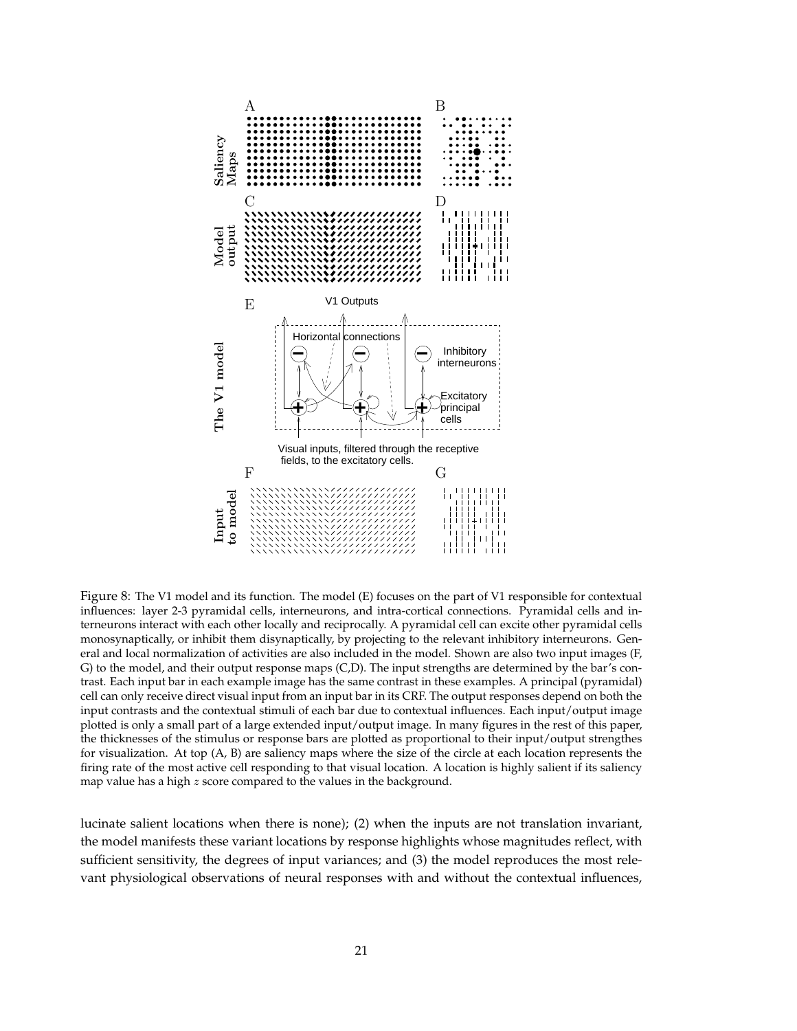Figure 8: The V1 model and its function. The model (E) focuses on the part of V1 responsible for contextual influences: layer 2-3 pyramidal cells, interneurons, and intra-cortical connections. Pyramidal cells and interneurons interact with each other locally and reciprocally. A pyramidal cell can excite other pyramidal cells monosynaptically, or inhibit them disynaptically, by projecting to the relevant inhibitory interneurons. General and local normalization of activities are also included in the model. Shown are also two input images (F, G) to the model, and their output response maps (C,D). The input strengths are determined by the bar's contrast. Each input bar in each example image has the same contrast in these examples. A principal (pyramidal) cell can only receive direct visual input from an input bar in its CRF. The output responses depend on both the input contrasts and the contextual stimuli of each bar due to contextual influences. Each input/output image plotted is only a small part of a large extended input/output image. In many figures in the rest of this paper, the thicknesses of the stimulus or response bars are plotted as proportional to their input/output strengthes for visualization. At top (A, B) are saliency maps where the size of the circle at each location represents the firing rate of the most active cell responding to that visual location. A location is highly salient if its saliency map value has a high $z$ score compared to the values in the background.

lucinate salient locations when there is none); (2) when the inputs are not translation invariant, the model manifests these variant locations by response highlights whose magnitudes reflect, with sufficient sensitivity, the degrees of input variances; and (3) the model reproduces the most relevant physiological observations of neural responses with and without the contextual influences,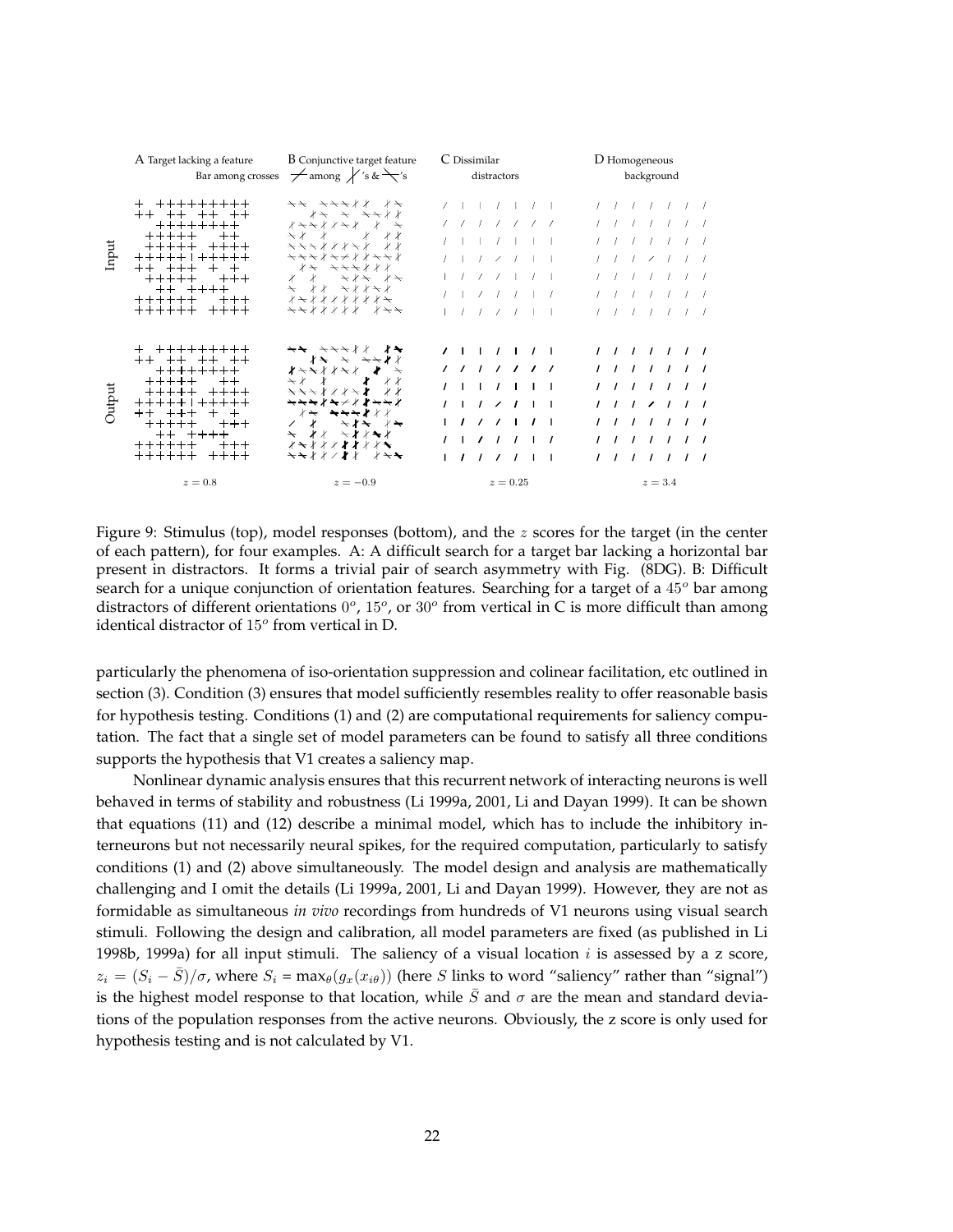A Target lacking a feature — Bar among crosses

B Conjunctive target feature

C Dissimilar distractors

D Homogeneous background

Input

Output

$z = 0.8$ $z = -0.9$ $z = 0.25$ $z = 3.4$

Figure 9: Stimulus (top), model responses (bottom), and the $z$ scores for the target (in the center of each pattern), for four examples. A: A difficult search for a target bar lacking a horizontal bar present in distractors. It forms a trivial pair of search asymmetry with Fig. (8DG). B: Difficult search for a unique conjunction of orientation features. Searching for a target of a $45^o$ bar among distractors of different orientations $0^o$, $15^o$, or $30^o$ from vertical in C is more difficult than among identical distractor of $15^o$ from vertical in D.

particularly the phenomena of iso-orientation suppression and colinear facilitation, etc outlined in section (3). Condition (3) ensures that model sufficiently resembles reality to offer reasonable basis for hypothesis testing. Conditions (1) and (2) are computational requirements for saliency computation. The fact that a single set of model parameters can be found to satisfy all three conditions supports the hypothesis that V1 creates a saliency map.

Nonlinear dynamic analysis ensures that this recurrent network of interacting neurons is well behaved in terms of stability and robustness (Li 1999a, 2001, Li and Dayan 1999). It can be shown that equations (11) and (12) describe a minimal model, which has to include the inhibitory interneurons but not necessarily neural spikes, for the required computation, particularly to satisfy conditions (1) and (2) above simultaneously. The model design and analysis are mathematically challenging and I omit the details (Li 1999a, 2001, Li and Dayan 1999). However, they are not as formidable as simultaneous *in vivo* recordings from hundreds of V1 neurons using visual search stimuli. Following the design and calibration, all model parameters are fixed (as published in Li 1998b, 1999a) for all input stimuli. The saliency of a visual location $i$ is assessed by a z score, $z_i = (S_i - \bar{S})/\sigma$, where $S_i = \max_\theta(g_x(x_{i\theta}))$ (here $S$ links to word "saliency" rather than "signal") is the highest model response to that location, while $\bar{S}$ and $\sigma$ are the mean and standard deviations of the population responses from the active neurons. Obviously, the z score is only used for hypothesis testing and is not calculated by V1.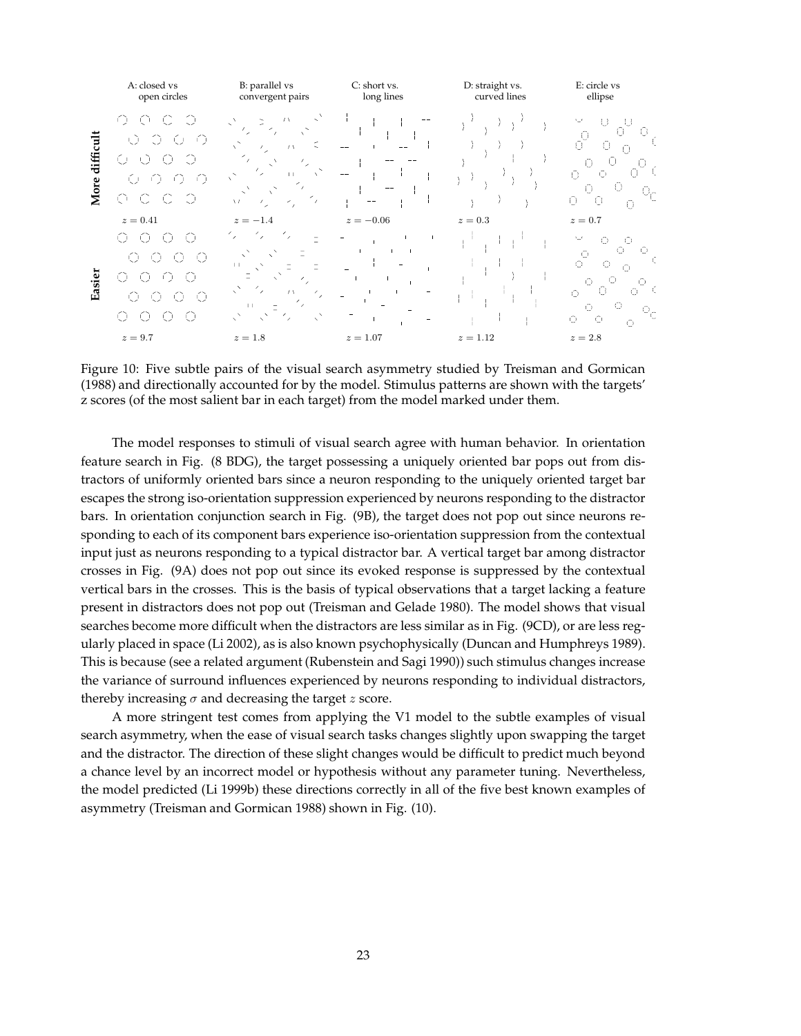A: closed vs open circles | B: parallel vs convergent pairs | C: short vs. long lines | D: straight vs. curved lines | E: circle vs ellipse

**More difficult**

$z = 0.41$ | $z = -1.4$ | $z = -0.06$ | $z = 0.3$ | $z = 0.7$

**Easier**

$z = 9.7$ | $z = 1.8$ | $z = 1.07$ | $z = 1.12$ | $z = 2.8$

Figure 10: Five subtle pairs of the visual search asymmetry studied by Treisman and Gormican (1988) and directionally accounted for by the model. Stimulus patterns are shown with the targets' z scores (of the most salient bar in each target) from the model marked under them.

The model responses to stimuli of visual search agree with human behavior. In orientation feature search in Fig. (8 BDG), the target possessing a uniquely oriented bar pops out from distractors of uniformly oriented bars since a neuron responding to the uniquely oriented target bar escapes the strong iso-orientation suppression experienced by neurons responding to the distractor bars. In orientation conjunction search in Fig. (9B), the target does not pop out since neurons responding to each of its component bars experience iso-orientation suppression from the contextual input just as neurons responding to a typical distractor bar. A vertical target bar among distractor crosses in Fig. (9A) does not pop out since its evoked response is suppressed by the contextual vertical bars in the crosses. This is the basis of typical observations that a target lacking a feature present in distractors does not pop out (Treisman and Gelade 1980). The model shows that visual searches become more difficult when the distractors are less similar as in Fig. (9CD), or are less regularly placed in space (Li 2002), as is also known psychophysically (Duncan and Humphreys 1989). This is because (see a related argument (Rubenstein and Sagi 1990)) such stimulus changes increase the variance of surround influences experienced by neurons responding to individual distractors, thereby increasing $\sigma$ and decreasing the target $z$ score.

A more stringent test comes from applying the V1 model to the subtle examples of visual search asymmetry, when the ease of visual search tasks changes slightly upon swapping the target and the distractor. The direction of these slight changes would be difficult to predict much beyond a chance level by an incorrect model or hypothesis without any parameter tuning. Nevertheless, the model predicted (Li 1999b) these directions correctly in all of the five best known examples of asymmetry (Treisman and Gormican 1988) shown in Fig. (10).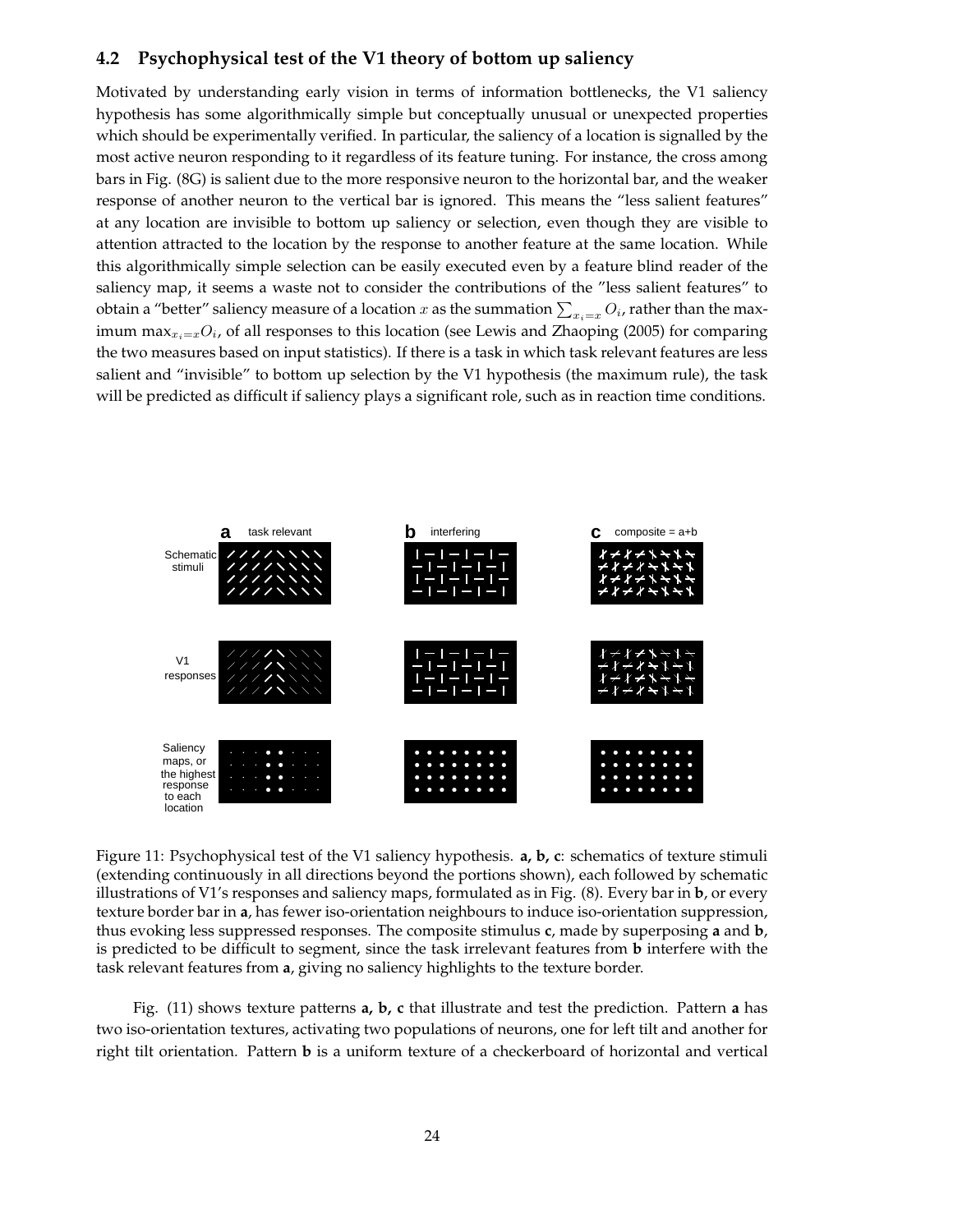### 4.2 Psychophysical test of the V1 theory of bottom up saliency

Motivated by understanding early vision in terms of information bottlenecks, the V1 saliency hypothesis has some algorithmically simple but conceptually unusual or unexpected properties which should be experimentally verified. In particular, the saliency of a location is signalled by the most active neuron responding to it regardless of its feature tuning. For instance, the cross among bars in Fig. (8G) is salient due to the more responsive neuron to the horizontal bar, and the weaker response of another neuron to the vertical bar is ignored. This means the "less salient features" at any location are invisible to bottom up saliency or selection, even though they are visible to attention attracted to the location by the response to another feature at the same location. While this algorithmically simple selection can be easily executed even by a feature blind reader of the saliency map, it seems a waste not to consider the contributions of the "less salient features" to obtain a "better" saliency measure of a location $x$ as the summation $\sum_{x_i=x} O_i$, rather than the maximum $\max_{x_i=x} O_i$, of all responses to this location (see Lewis and Zhaoping (2005) for comparing the two measures based on input statistics). If there is a task in which task relevant features are less salient and "invisible" to bottom up selection by the V1 hypothesis (the maximum rule), the task will be predicted as difficult if saliency plays a significant role, such as in reaction time conditions.

Figure 11: Psychophysical test of the V1 saliency hypothesis. **a, b, c**: schematics of texture stimuli (extending continuously in all directions beyond the portions shown), each followed by schematic illustrations of V1's responses and saliency maps, formulated as in Fig. (8). Every bar in **b**, or every texture border bar in **a**, has fewer iso-orientation neighbours to induce iso-orientation suppression, thus evoking less suppressed responses. The composite stimulus **c**, made by superposing **a** and **b**, is predicted to be difficult to segment, since the task irrelevant features from **b** interfere with the task relevant features from **a**, giving no saliency highlights to the texture border.

Fig. (11) shows texture patterns **a, b, c** that illustrate and test the prediction. Pattern **a** has two iso-orientation textures, activating two populations of neurons, one for left tilt and another for right tilt orientation. Pattern **b** is a uniform texture of a checkerboard of horizontal and vertical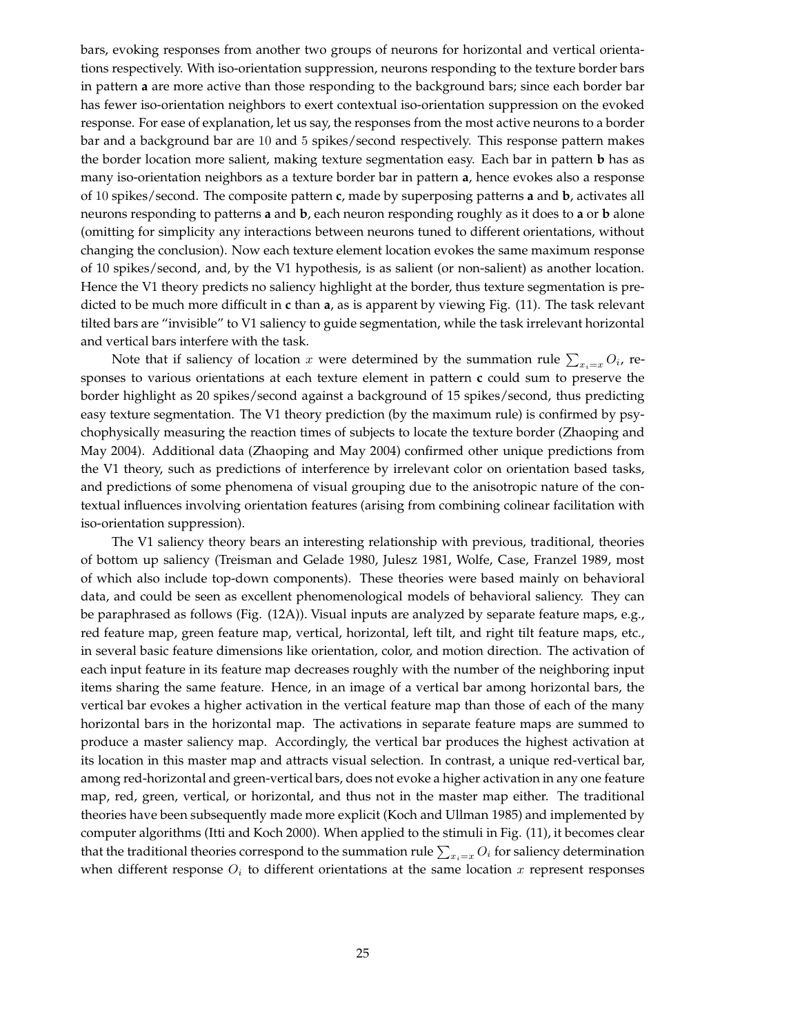bars, evoking responses from another two groups of neurons for horizontal and vertical orientations respectively. With iso-orientation suppression, neurons responding to the texture border bars in pattern **a** are more active than those responding to the background bars; since each border bar has fewer iso-orientation neighbors to exert contextual iso-orientation suppression on the evoked response. For ease of explanation, let us say, the responses from the most active neurons to a border bar and a background bar are $10$ and $5$ spikes/second respectively. This response pattern makes the border location more salient, making texture segmentation easy. Each bar in pattern **b** has as many iso-orientation neighbors as a texture border bar in pattern **a**, hence evokes also a response of $10$ spikes/second. The composite pattern **c**, made by superposing patterns **a** and **b**, activates all neurons responding to patterns **a** and **b**, each neuron responding roughly as it does to **a** or **b** alone (omitting for simplicity any interactions between neurons tuned to different orientations, without changing the conclusion). Now each texture element location evokes the same maximum response of 10 spikes/second, and, by the V1 hypothesis, is as salient (or non-salient) as another location. Hence the V1 theory predicts no saliency highlight at the border, thus texture segmentation is predicted to be much more difficult in **c** than **a**, as is apparent by viewing Fig. (11). The task relevant tilted bars are "invisible" to V1 saliency to guide segmentation, while the task irrelevant horizontal and vertical bars interfere with the task.

Note that if saliency of location $x$ were determined by the summation rule $\sum_{x_i=x} O_i$, responses to various orientations at each texture element in pattern **c** could sum to preserve the border highlight as 20 spikes/second against a background of 15 spikes/second, thus predicting easy texture segmentation. The V1 theory prediction (by the maximum rule) is confirmed by psychophysically measuring the reaction times of subjects to locate the texture border (Zhaoping and May 2004). Additional data (Zhaoping and May 2004) confirmed other unique predictions from the V1 theory, such as predictions of interference by irrelevant color on orientation based tasks, and predictions of some phenomena of visual grouping due to the anisotropic nature of the contextual influences involving orientation features (arising from combining colinear facilitation with iso-orientation suppression).

The V1 saliency theory bears an interesting relationship with previous, traditional, theories of bottom up saliency (Treisman and Gelade 1980, Julesz 1981, Wolfe, Case, Franzel 1989, most of which also include top-down components). These theories were based mainly on behavioral data, and could be seen as excellent phenomenological models of behavioral saliency. They can be paraphrased as follows (Fig. (12A)). Visual inputs are analyzed by separate feature maps, e.g., red feature map, green feature map, vertical, horizontal, left tilt, and right tilt feature maps, etc., in several basic feature dimensions like orientation, color, and motion direction. The activation of each input feature in its feature map decreases roughly with the number of the neighboring input items sharing the same feature. Hence, in an image of a vertical bar among horizontal bars, the vertical bar evokes a higher activation in the vertical feature map than those of each of the many horizontal bars in the horizontal map. The activations in separate feature maps are summed to produce a master saliency map. Accordingly, the vertical bar produces the highest activation at its location in this master map and attracts visual selection. In contrast, a unique red-vertical bar, among red-horizontal and green-vertical bars, does not evoke a higher activation in any one feature map, red, green, vertical, or horizontal, and thus not in the master map either. The traditional theories have been subsequently made more explicit (Koch and Ullman 1985) and implemented by computer algorithms (Itti and Koch 2000). When applied to the stimuli in Fig. (11), it becomes clear that the traditional theories correspond to the summation rule $\sum_{x_i=x} O_i$ for saliency determination when different response $O_i$ to different orientations at the same location $x$ represent responses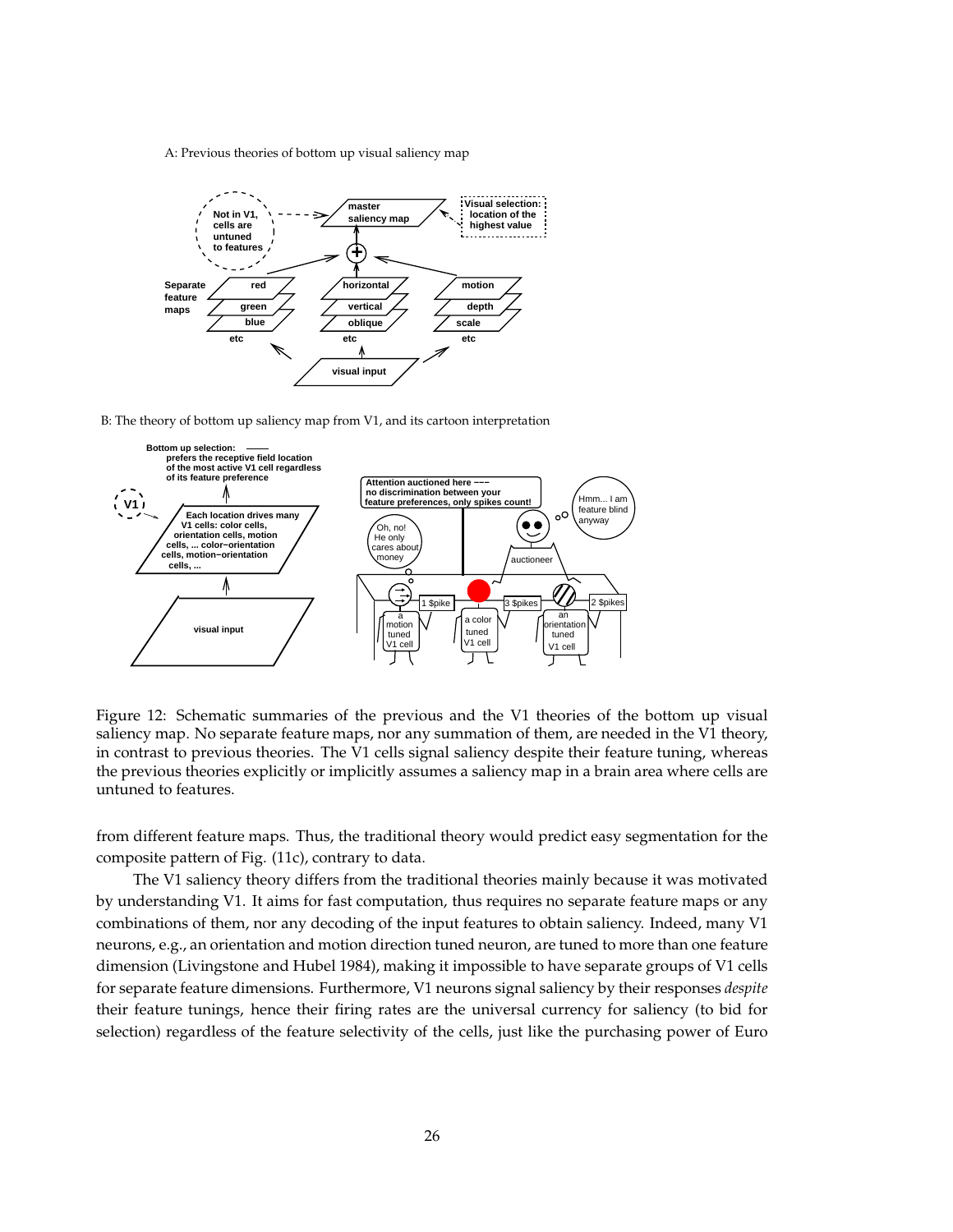Figure 12: Schematic summaries of the previous and the V1 theories of the bottom up visual saliency map. No separate feature maps, nor any summation of them, are needed in the V1 theory, in contrast to previous theories. The V1 cells signal saliency despite their feature tuning, whereas the previous theories explicitly or implicitly assumes a saliency map in a brain area where cells are untuned to features.

from different feature maps. Thus, the traditional theory would predict easy segmentation for the composite pattern of Fig. (11c), contrary to data.

The V1 saliency theory differs from the traditional theories mainly because it was motivated by understanding V1. It aims for fast computation, thus requires no separate feature maps or any combinations of them, nor any decoding of the input features to obtain saliency. Indeed, many V1 neurons, e.g., an orientation and motion direction tuned neuron, are tuned to more than one feature dimension (Livingstone and Hubel 1984), making it impossible to have separate groups of V1 cells for separate feature dimensions. Furthermore, V1 neurons signal saliency by their responses *despite* their feature tunings, hence their firing rates are the universal currency for saliency (to bid for selection) regardless of the feature selectivity of the cells, just like the purchasing power of Euro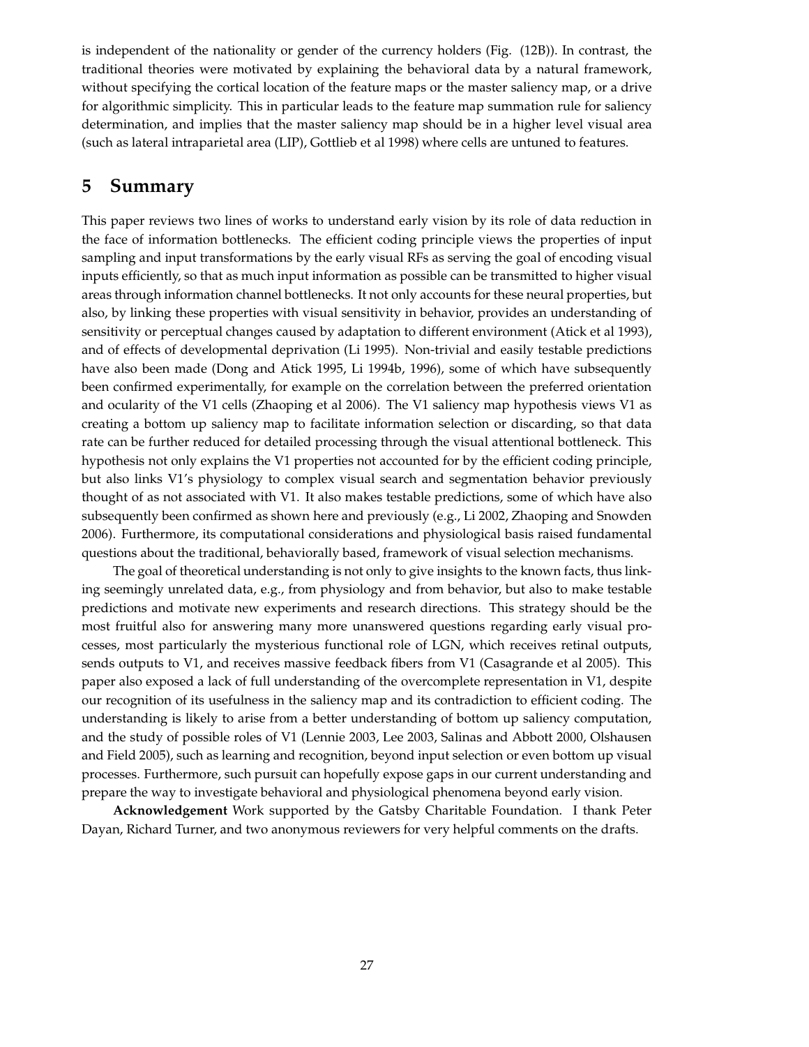is independent of the nationality or gender of the currency holders (Fig. (12B)). In contrast, the traditional theories were motivated by explaining the behavioral data by a natural framework, without specifying the cortical location of the feature maps or the master saliency map, or a drive for algorithmic simplicity. This in particular leads to the feature map summation rule for saliency determination, and implies that the master saliency map should be in a higher level visual area (such as lateral intraparietal area (LIP), Gottlieb et al 1998) where cells are untuned to features.

# 5 Summary

This paper reviews two lines of works to understand early vision by its role of data reduction in the face of information bottlenecks. The efficient coding principle views the properties of input sampling and input transformations by the early visual RFs as serving the goal of encoding visual inputs efficiently, so that as much input information as possible can be transmitted to higher visual areas through information channel bottlenecks. It not only accounts for these neural properties, but also, by linking these properties with visual sensitivity in behavior, provides an understanding of sensitivity or perceptual changes caused by adaptation to different environment (Atick et al 1993), and of effects of developmental deprivation (Li 1995). Non-trivial and easily testable predictions have also been made (Dong and Atick 1995, Li 1994b, 1996), some of which have subsequently been confirmed experimentally, for example on the correlation between the preferred orientation and ocularity of the V1 cells (Zhaoping et al 2006). The V1 saliency map hypothesis views V1 as creating a bottom up saliency map to facilitate information selection or discarding, so that data rate can be further reduced for detailed processing through the visual attentional bottleneck. This hypothesis not only explains the V1 properties not accounted for by the efficient coding principle, but also links V1's physiology to complex visual search and segmentation behavior previously thought of as not associated with V1. It also makes testable predictions, some of which have also subsequently been confirmed as shown here and previously (e.g., Li 2002, Zhaoping and Snowden 2006). Furthermore, its computational considerations and physiological basis raised fundamental questions about the traditional, behaviorally based, framework of visual selection mechanisms.

The goal of theoretical understanding is not only to give insights to the known facts, thus linking seemingly unrelated data, e.g., from physiology and from behavior, but also to make testable predictions and motivate new experiments and research directions. This strategy should be the most fruitful also for answering many more unanswered questions regarding early visual processes, most particularly the mysterious functional role of LGN, which receives retinal outputs, sends outputs to V1, and receives massive feedback fibers from V1 (Casagrande et al 2005). This paper also exposed a lack of full understanding of the overcomplete representation in V1, despite our recognition of its usefulness in the saliency map and its contradiction to efficient coding. The understanding is likely to arise from a better understanding of bottom up saliency computation, and the study of possible roles of V1 (Lennie 2003, Lee 2003, Salinas and Abbott 2000, Olshausen and Field 2005), such as learning and recognition, beyond input selection or even bottom up visual processes. Furthermore, such pursuit can hopefully expose gaps in our current understanding and prepare the way to investigate behavioral and physiological phenomena beyond early vision.

**Acknowledgement** Work supported by the Gatsby Charitable Foundation. I thank Peter Dayan, Richard Turner, and two anonymous reviewers for very helpful comments on the drafts.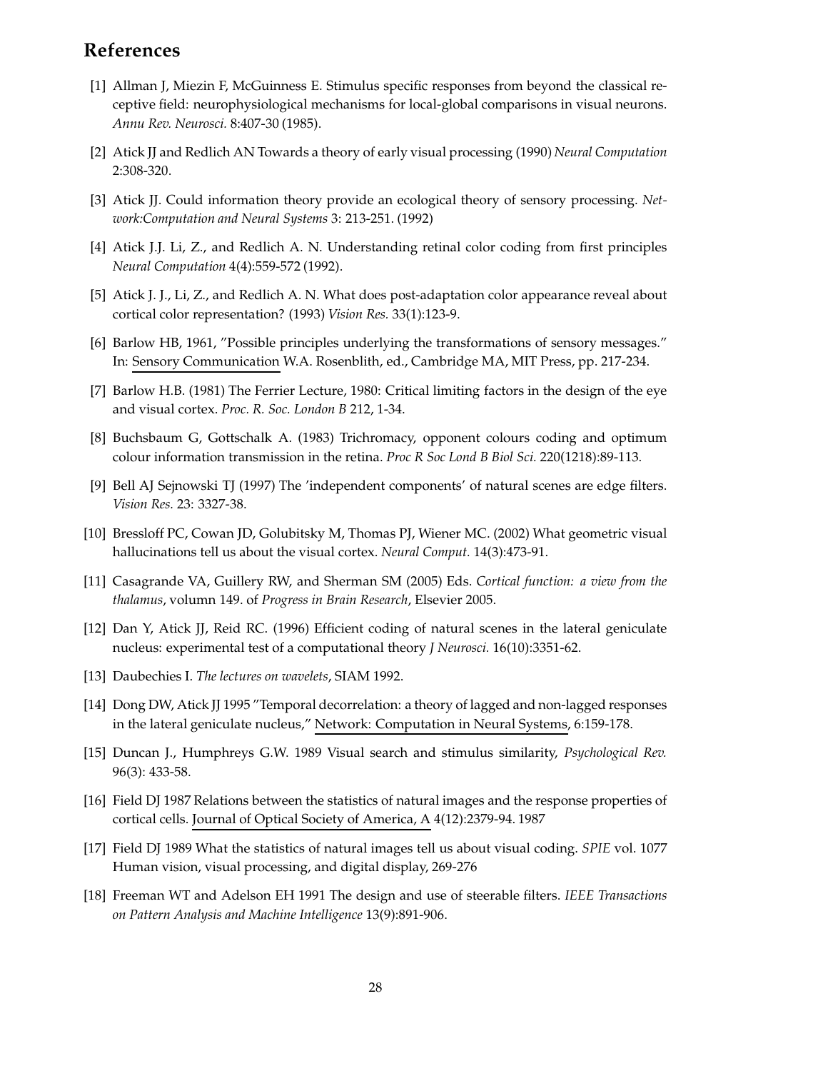## References

[1] Allman J, Miezin F, McGuinness E. Stimulus specific responses from beyond the classical receptive field: neurophysiological mechanisms for local-global comparisons in visual neurons. *Annu Rev. Neurosci.* 8:407-30 (1985).

[2] Atick JJ and Redlich AN Towards a theory of early visual processing (1990) *Neural Computation* 2:308-320.

[3] Atick JJ. Could information theory provide an ecological theory of sensory processing. *Network:Computation and Neural Systems* 3: 213-251. (1992)

[4] Atick J.J. Li, Z., and Redlich A. N. Understanding retinal color coding from first principles *Neural Computation* 4(4):559-572 (1992).

[5] Atick J. J., Li, Z., and Redlich A. N. What does post-adaptation color appearance reveal about cortical color representation? (1993) *Vision Res.* 33(1):123-9.

[6] Barlow HB, 1961, "Possible principles underlying the transformations of sensory messages." In: Sensory Communication W.A. Rosenblith, ed., Cambridge MA, MIT Press, pp. 217-234.

[7] Barlow H.B. (1981) The Ferrier Lecture, 1980: Critical limiting factors in the design of the eye and visual cortex. *Proc. R. Soc. London B* 212, 1-34.

[8] Buchsbaum G, Gottschalk A. (1983) Trichromacy, opponent colours coding and optimum colour information transmission in the retina. *Proc R Soc Lond B Biol Sci.* 220(1218):89-113.

[9] Bell AJ Sejnowski TJ (1997) The 'independent components' of natural scenes are edge filters. *Vision Res.* 23: 3327-38.

[10] Bressloff PC, Cowan JD, Golubitsky M, Thomas PJ, Wiener MC. (2002) What geometric visual hallucinations tell us about the visual cortex. *Neural Comput.* 14(3):473-91.

[11] Casagrande VA, Guillery RW, and Sherman SM (2005) Eds. *Cortical function: a view from the thalamus*, volumn 149. of *Progress in Brain Research*, Elsevier 2005.

[12] Dan Y, Atick JJ, Reid RC. (1996) Efficient coding of natural scenes in the lateral geniculate nucleus: experimental test of a computational theory *J Neurosci.* 16(10):3351-62.

[13] Daubechies I. *The lectures on wavelets*, SIAM 1992.

[14] Dong DW, Atick JJ 1995 "Temporal decorrelation: a theory of lagged and non-lagged responses in the lateral geniculate nucleus," Network: Computation in Neural Systems, 6:159-178.

[15] Duncan J., Humphreys G.W. 1989 Visual search and stimulus similarity, *Psychological Rev.* 96(3): 433-58.

[16] Field DJ 1987 Relations between the statistics of natural images and the response properties of cortical cells. Journal of Optical Society of America, A 4(12):2379-94. 1987

[17] Field DJ 1989 What the statistics of natural images tell us about visual coding. *SPIE* vol. 1077 Human vision, visual processing, and digital display, 269-276

[18] Freeman WT and Adelson EH 1991 The design and use of steerable filters. *IEEE Transactions on Pattern Analysis and Machine Intelligence* 13(9):891-906.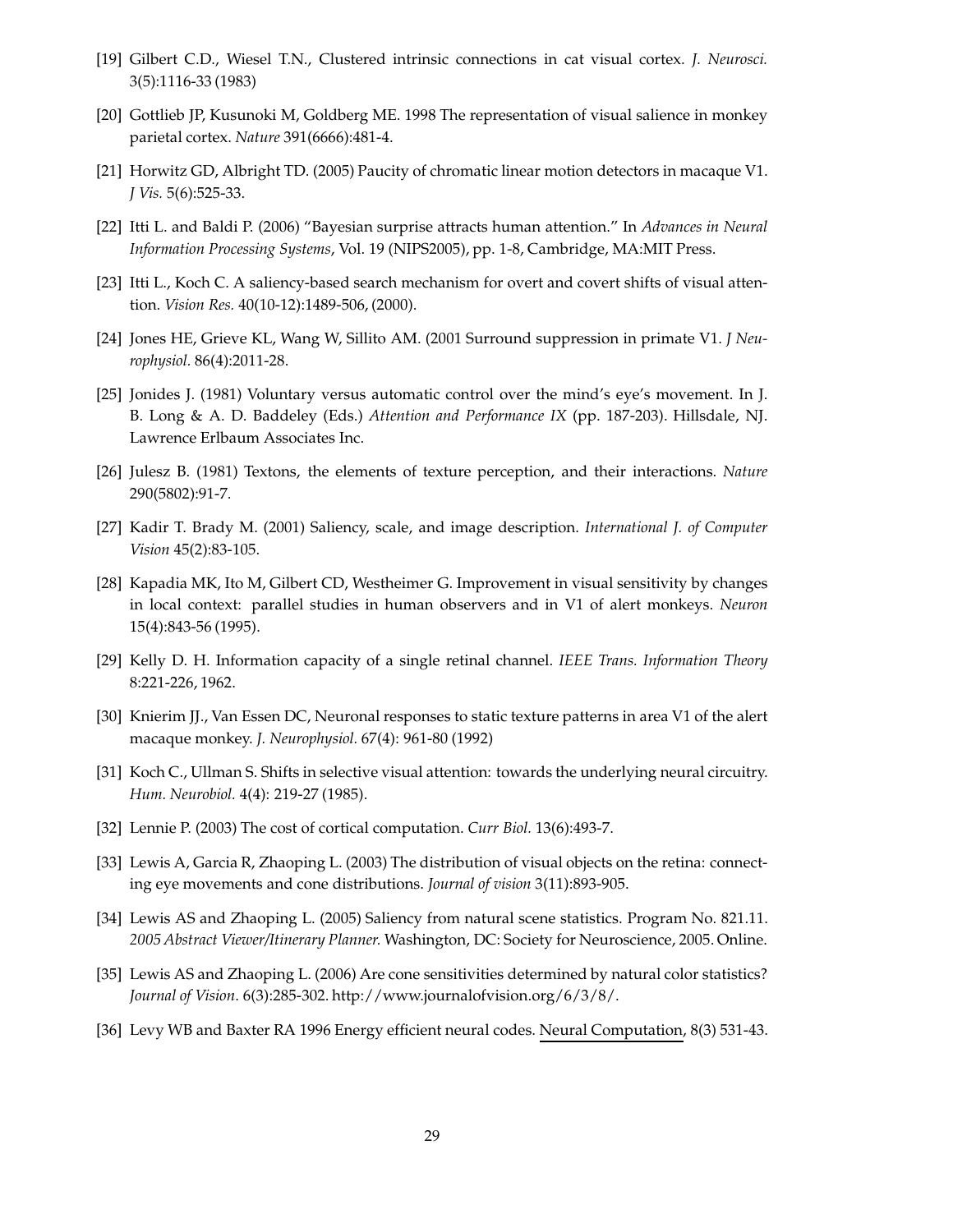[19] Gilbert C.D., Wiesel T.N., Clustered intrinsic connections in cat visual cortex. *J. Neurosci.* 3(5):1116-33 (1983)

[20] Gottlieb JP, Kusunoki M, Goldberg ME. 1998 The representation of visual salience in monkey parietal cortex. *Nature* 391(6666):481-4.

[21] Horwitz GD, Albright TD. (2005) Paucity of chromatic linear motion detectors in macaque V1. *J Vis.* 5(6):525-33.

[22] Itti L. and Baldi P. (2006) "Bayesian surprise attracts human attention." In *Advances in Neural Information Processing Systems*, Vol. 19 (NIPS2005), pp. 1-8, Cambridge, MA:MIT Press.

[23] Itti L., Koch C. A saliency-based search mechanism for overt and covert shifts of visual attention. *Vision Res.* 40(10-12):1489-506, (2000).

[24] Jones HE, Grieve KL, Wang W, Sillito AM. (2001 Surround suppression in primate V1. *J Neurophysiol.* 86(4):2011-28.

[25] Jonides J. (1981) Voluntary versus automatic control over the mind's eye's movement. In J. B. Long & A. D. Baddeley (Eds.) *Attention and Performance IX* (pp. 187-203). Hillsdale, NJ. Lawrence Erlbaum Associates Inc.

[26] Julesz B. (1981) Textons, the elements of texture perception, and their interactions. *Nature* 290(5802):91-7.

[27] Kadir T. Brady M. (2001) Saliency, scale, and image description. *International J. of Computer Vision* 45(2):83-105.

[28] Kapadia MK, Ito M, Gilbert CD, Westheimer G. Improvement in visual sensitivity by changes in local context: parallel studies in human observers and in V1 of alert monkeys. *Neuron* 15(4):843-56 (1995).

[29] Kelly D. H. Information capacity of a single retinal channel. *IEEE Trans. Information Theory* 8:221-226, 1962.

[30] Knierim JJ., Van Essen DC, Neuronal responses to static texture patterns in area V1 of the alert macaque monkey. *J. Neurophysiol.* 67(4): 961-80 (1992)

[31] Koch C., Ullman S. Shifts in selective visual attention: towards the underlying neural circuitry. *Hum. Neurobiol.* 4(4): 219-27 (1985).

[32] Lennie P. (2003) The cost of cortical computation. *Curr Biol.* 13(6):493-7.

[33] Lewis A, Garcia R, Zhaoping L. (2003) The distribution of visual objects on the retina: connecting eye movements and cone distributions. *Journal of vision* 3(11):893-905.

[34] Lewis AS and Zhaoping L. (2005) Saliency from natural scene statistics. Program No. 821.11. *2005 Abstract Viewer/Itinerary Planner.* Washington, DC: Society for Neuroscience, 2005. Online.

[35] Lewis AS and Zhaoping L. (2006) Are cone sensitivities determined by natural color statistics? *Journal of Vision*. 6(3):285-302. http://www.journalofvision.org/6/3/8/.

[36] Levy WB and Baxter RA 1996 Energy efficient neural codes. Neural Computation, 8(3) 531-43.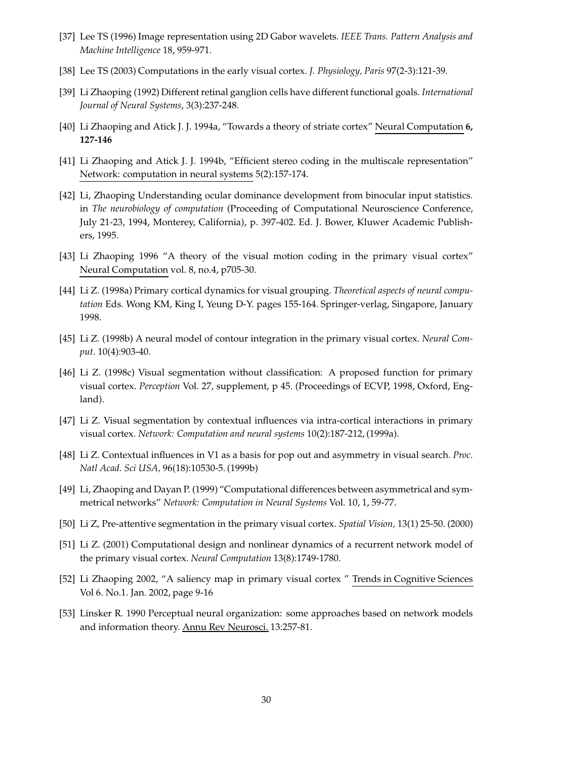[37] Lee TS (1996) Image representation using 2D Gabor wavelets. *IEEE Trans. Pattern Analysis and Machine Intelligence* 18, 959-971.

[38] Lee TS (2003) Computations in the early visual cortex. *J. Physiology, Paris* 97(2-3):121-39.

[39] Li Zhaoping (1992) Different retinal ganglion cells have different functional goals. *International Journal of Neural Systems*, 3(3):237-248.

[40] Li Zhaoping and Atick J. J. 1994a, "Towards a theory of striate cortex" Neural Computation **6, 127-146**

[41] Li Zhaoping and Atick J. J. 1994b, "Efficient stereo coding in the multiscale representation" Network: computation in neural systems 5(2):157-174.

[42] Li, Zhaoping Understanding ocular dominance development from binocular input statistics. in *The neurobiology of computation* (Proceeding of Computational Neuroscience Conference, July 21-23, 1994, Monterey, California), p. 397-402. Ed. J. Bower, Kluwer Academic Publishers, 1995.

[43] Li Zhaoping 1996 "A theory of the visual motion coding in the primary visual cortex" Neural Computation vol. 8, no.4, p705-30.

[44] Li Z. (1998a) Primary cortical dynamics for visual grouping. *Theoretical aspects of neural computation* Eds. Wong KM, King I, Yeung D-Y. pages 155-164. Springer-verlag, Singapore, January 1998.

[45] Li Z. (1998b) A neural model of contour integration in the primary visual cortex. *Neural Comput.* 10(4):903-40.

[46] Li Z. (1998c) Visual segmentation without classification: A proposed function for primary visual cortex. *Perception* Vol. 27, supplement, p 45. (Proceedings of ECVP, 1998, Oxford, England).

[47] Li Z. Visual segmentation by contextual influences via intra-cortical interactions in primary visual cortex. *Network: Computation and neural systems* 10(2):187-212, (1999a).

[48] Li Z. Contextual influences in V1 as a basis for pop out and asymmetry in visual search. *Proc. Natl Acad. Sci USA,* 96(18):10530-5. (1999b)

[49] Li, Zhaoping and Dayan P. (1999) "Computational differences between asymmetrical and symmetrical networks" *Network: Computation in Neural Systems* Vol. 10, 1, 59-77.

[50] Li Z, Pre-attentive segmentation in the primary visual cortex. *Spatial Vision,* 13(1) 25-50. (2000)

[51] Li Z. (2001) Computational design and nonlinear dynamics of a recurrent network model of the primary visual cortex. *Neural Computation* 13(8):1749-1780.

[52] Li Zhaoping 2002, "A saliency map in primary visual cortex " Trends in Cognitive Sciences Vol 6. No.1. Jan. 2002, page 9-16

[53] Linsker R. 1990 Perceptual neural organization: some approaches based on network models and information theory. Annu Rev Neurosci. 13:257-81.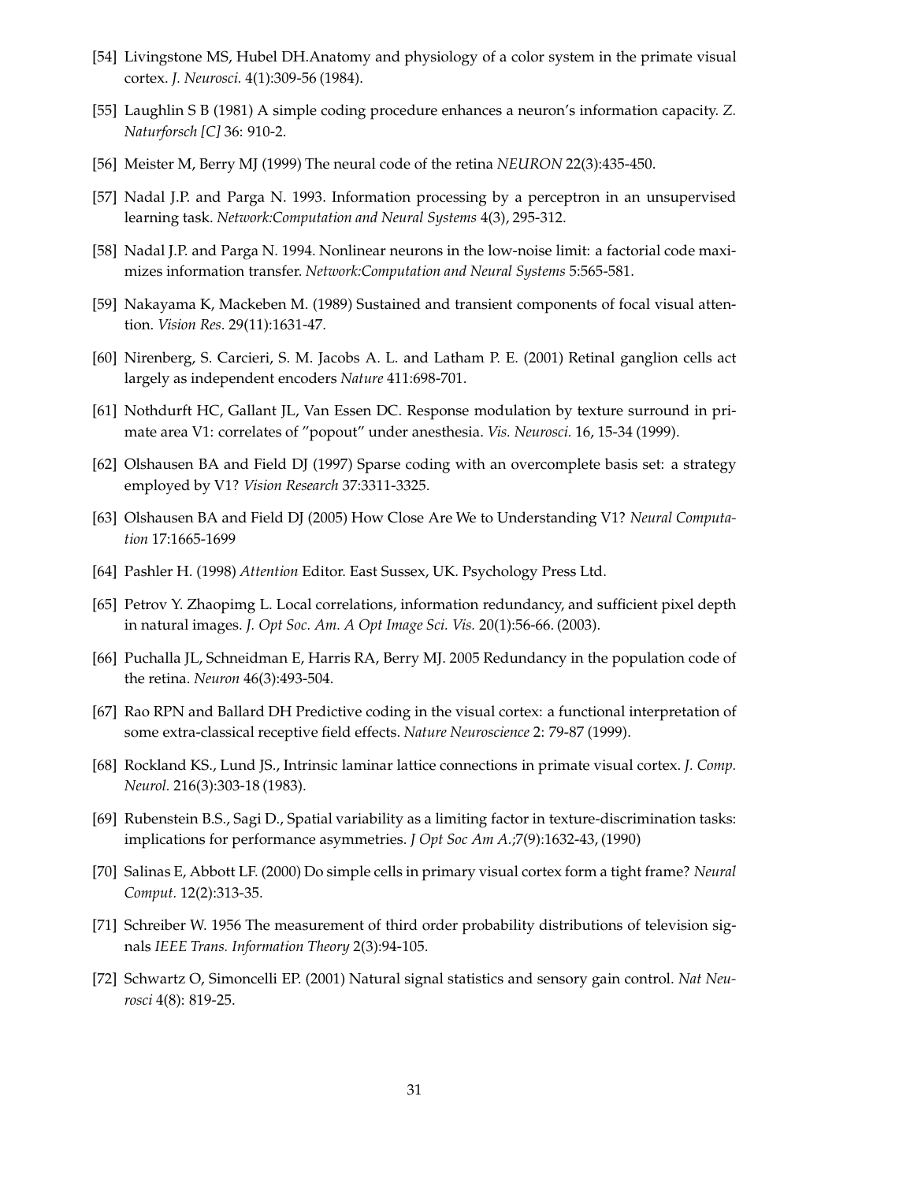[54] Livingstone MS, Hubel DH.Anatomy and physiology of a color system in the primate visual cortex. *J. Neurosci.* 4(1):309-56 (1984).

[55] Laughlin S B (1981) A simple coding procedure enhances a neuron's information capacity. *Z. Naturforsch [C]* 36: 910-2.

[56] Meister M, Berry MJ (1999) The neural code of the retina *NEURON* 22(3):435-450.

[57] Nadal J.P. and Parga N. 1993. Information processing by a perceptron in an unsupervised learning task. *Network:Computation and Neural Systems* 4(3), 295-312.

[58] Nadal J.P. and Parga N. 1994. Nonlinear neurons in the low-noise limit: a factorial code maximizes information transfer. *Network:Computation and Neural Systems* 5:565-581.

[59] Nakayama K, Mackeben M. (1989) Sustained and transient components of focal visual attention. *Vision Res.* 29(11):1631-47.

[60] Nirenberg, S. Carcieri, S. M. Jacobs A. L. and Latham P. E. (2001) Retinal ganglion cells act largely as independent encoders *Nature* 411:698-701.

[61] Nothdurft HC, Gallant JL, Van Essen DC. Response modulation by texture surround in primate area V1: correlates of "popout" under anesthesia. *Vis. Neurosci.* 16, 15-34 (1999).

[62] Olshausen BA and Field DJ (1997) Sparse coding with an overcomplete basis set: a strategy employed by V1? *Vision Research* 37:3311-3325.

[63] Olshausen BA and Field DJ (2005) How Close Are We to Understanding V1? *Neural Computation* 17:1665-1699

[64] Pashler H. (1998) *Attention* Editor. East Sussex, UK. Psychology Press Ltd.

[65] Petrov Y. Zhaopimg L. Local correlations, information redundancy, and sufficient pixel depth in natural images. *J. Opt Soc. Am. A Opt Image Sci. Vis.* 20(1):56-66. (2003).

[66] Puchalla JL, Schneidman E, Harris RA, Berry MJ. 2005 Redundancy in the population code of the retina. *Neuron* 46(3):493-504.

[67] Rao RPN and Ballard DH Predictive coding in the visual cortex: a functional interpretation of some extra-classical receptive field effects. *Nature Neuroscience* 2: 79-87 (1999).

[68] Rockland KS., Lund JS., Intrinsic laminar lattice connections in primate visual cortex. *J. Comp. Neurol.* 216(3):303-18 (1983).

[69] Rubenstein B.S., Sagi D., Spatial variability as a limiting factor in texture-discrimination tasks: implications for performance asymmetries. *J Opt Soc Am A.*;7(9):1632-43, (1990)

[70] Salinas E, Abbott LF. (2000) Do simple cells in primary visual cortex form a tight frame? *Neural Comput.* 12(2):313-35.

[71] Schreiber W. 1956 The measurement of third order probability distributions of television signals *IEEE Trans. Information Theory* 2(3):94-105.

[72] Schwartz O, Simoncelli EP. (2001) Natural signal statistics and sensory gain control. *Nat Neurosci* 4(8): 819-25.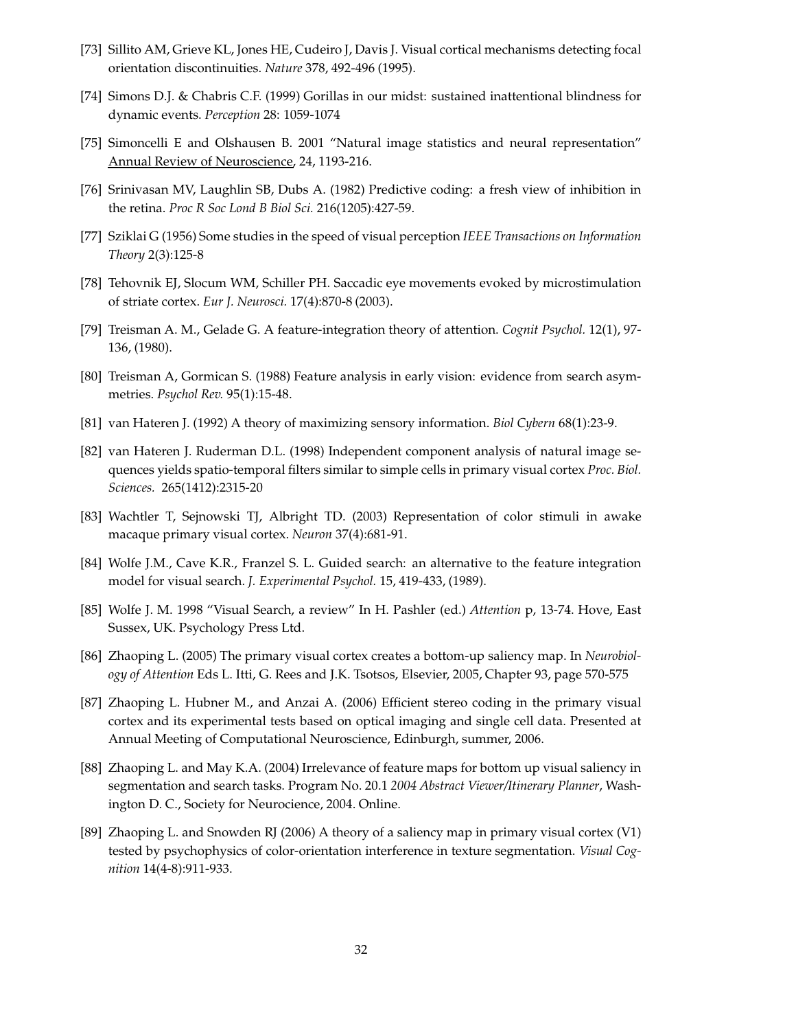[73] Sillito AM, Grieve KL, Jones HE, Cudeiro J, Davis J. Visual cortical mechanisms detecting focal orientation discontinuities. *Nature* 378, 492-496 (1995).

[74] Simons D.J. & Chabris C.F. (1999) Gorillas in our midst: sustained inattentional blindness for dynamic events. *Perception* 28: 1059-1074

[75] Simoncelli E and Olshausen B. 2001 "Natural image statistics and neural representation" Annual Review of Neuroscience, 24, 1193-216.

[76] Srinivasan MV, Laughlin SB, Dubs A. (1982) Predictive coding: a fresh view of inhibition in the retina. *Proc R Soc Lond B Biol Sci.* 216(1205):427-59.

[77] Sziklai G (1956) Some studies in the speed of visual perception *IEEE Transactions on Information Theory* 2(3):125-8

[78] Tehovnik EJ, Slocum WM, Schiller PH. Saccadic eye movements evoked by microstimulation of striate cortex. *Eur J. Neurosci.* 17(4):870-8 (2003).

[79] Treisman A. M., Gelade G. A feature-integration theory of attention. *Cognit Psychol.* 12(1), 97-136, (1980).

[80] Treisman A, Gormican S. (1988) Feature analysis in early vision: evidence from search asymmetries. *Psychol Rev.* 95(1):15-48.

[81] van Hateren J. (1992) A theory of maximizing sensory information. *Biol Cybern* 68(1):23-9.

[82] van Hateren J. Ruderman D.L. (1998) Independent component analysis of natural image sequences yields spatio-temporal filters similar to simple cells in primary visual cortex *Proc. Biol. Sciences.* 265(1412):2315-20

[83] Wachtler T, Sejnowski TJ, Albright TD. (2003) Representation of color stimuli in awake macaque primary visual cortex. *Neuron* 37(4):681-91.

[84] Wolfe J.M., Cave K.R., Franzel S. L. Guided search: an alternative to the feature integration model for visual search. *J. Experimental Psychol.* 15, 419-433, (1989).

[85] Wolfe J. M. 1998 "Visual Search, a review" In H. Pashler (ed.) *Attention* p, 13-74. Hove, East Sussex, UK. Psychology Press Ltd.

[86] Zhaoping L. (2005) The primary visual cortex creates a bottom-up saliency map. In *Neurobiology of Attention* Eds L. Itti, G. Rees and J.K. Tsotsos, Elsevier, 2005, Chapter 93, page 570-575

[87] Zhaoping L. Hubner M., and Anzai A. (2006) Efficient stereo coding in the primary visual cortex and its experimental tests based on optical imaging and single cell data. Presented at Annual Meeting of Computational Neuroscience, Edinburgh, summer, 2006.

[88] Zhaoping L. and May K.A. (2004) Irrelevance of feature maps for bottom up visual saliency in segmentation and search tasks. Program No. 20.1 *2004 Abstract Viewer/Itinerary Planner*, Washington D. C., Society for Neurocience, 2004. Online.

[89] Zhaoping L. and Snowden RJ (2006) A theory of a saliency map in primary visual cortex (V1) tested by psychophysics of color-orientation interference in texture segmentation. *Visual Cognition* 14(4-8):911-933.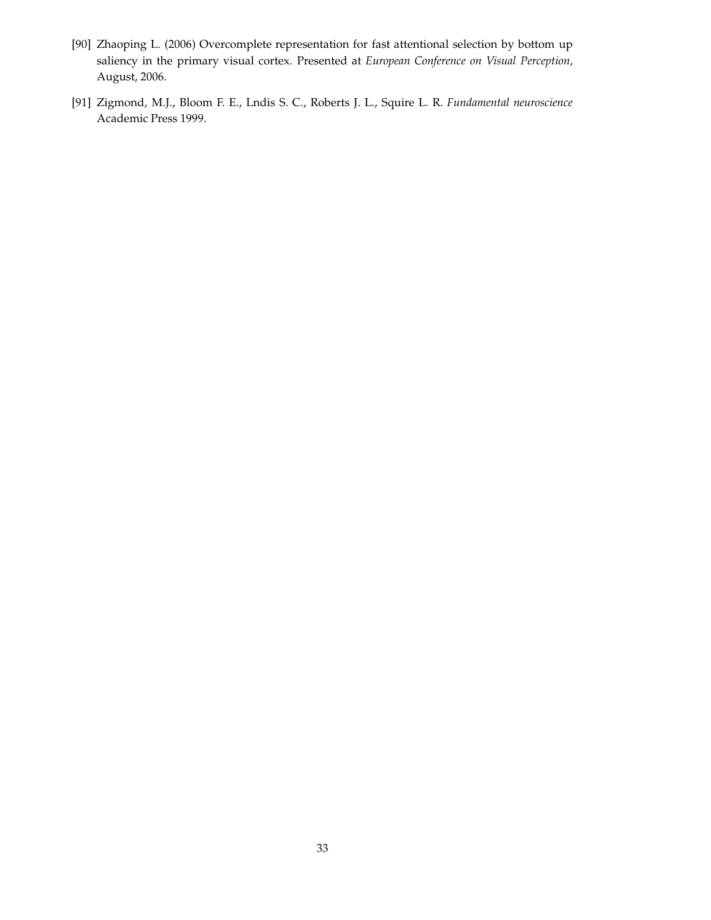[90] Zhaoping L. (2006) Overcomplete representation for fast attentional selection by bottom up saliency in the primary visual cortex. Presented at *European Conference on Visual Perception*, August, 2006.

[91] Zigmond, M.J., Bloom F. E., Lndis S. C., Roberts J. L., Squire L. R. *Fundamental neuroscience* Academic Press 1999.